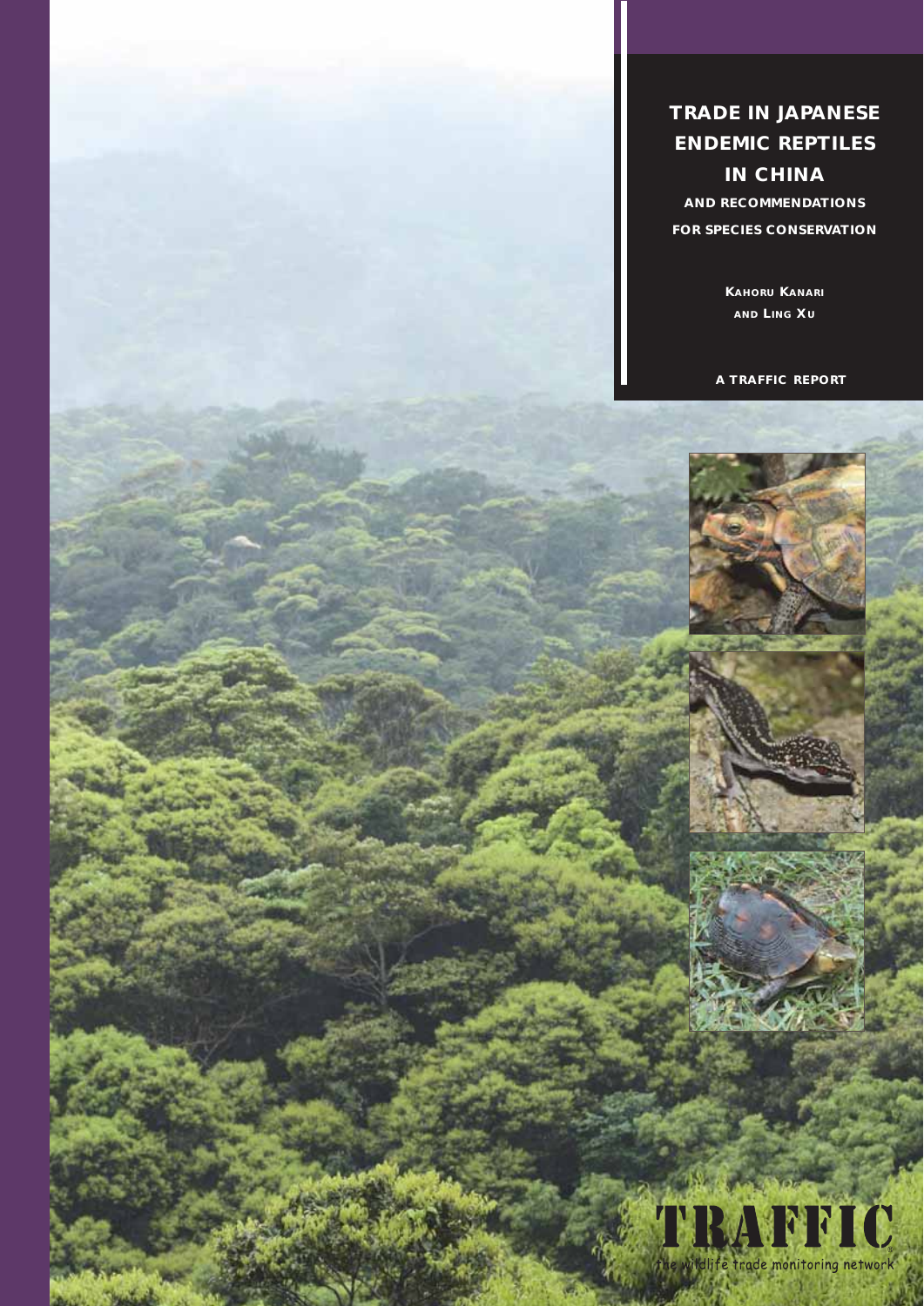# TRADE IN JAPANESE ENDEMIC REPTILES IN CHINA

## AND RECOMMENDATIONS FOR SPECIES CONSERVATION

**Kahoru Kanari and Ling Xu**

A TRAFFIC REPORT

TRAFFIC

the wildlife trade monitoring network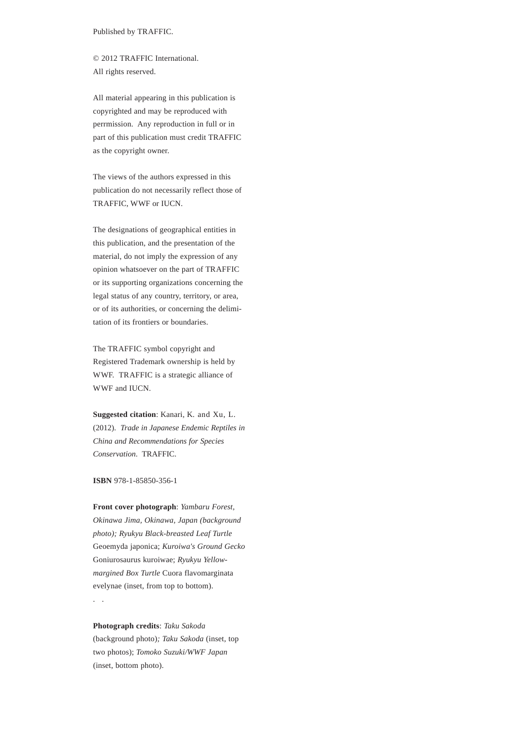Published by TRAFFIC.

© 2012 TRAFFIC International.
All rights reserved.

All material appearing in this publication is copyrighted and may be reproduced with perrmission. Any reproduction in full or in part of this publication must credit TRAFFIC as the copyright owner.

The views of the authors expressed in this publication do not necessarily reflect those of TRAFFIC, WWF or IUCN.

The designations of geographical entities in this publication, and the presentation of the material, do not imply the expression of any opinion whatsoever on the part of TRAFFIC or its supporting organizations concerning the legal status of any country, territory, or area, or of its authorities, or concerning the delimitation of its frontiers or boundaries.

The TRAFFIC symbol copyright and Registered Trademark ownership is held by WWF. TRAFFIC is a strategic alliance of WWF and IUCN.

**Suggested citation**: Kanari, K. and Xu, L. (2012). *Trade in Japanese Endemic Reptiles in China and Recommendations for Species Conservation*. TRAFFIC.

**ISBN** 978-1-85850-356-1

**Front cover photograph**: *Yambaru Forest, Okinawa Jima, Okinawa, Japan (background photo); Ryukyu Black-breasted Leaf Turtle* Geoemyda japonica; *Kuroiwa's Ground Gecko* Goniurosaurus kuroiwae; *Ryukyu Yellow-margined Box Turtle* Cuora flavomarginata evelynae (inset, from top to bottom).

. .

**Photograph credits**: *Taku Sakoda* (background photo)*; Taku Sakoda* (inset, top two photos); *Tomoko Suzuki/WWF Japan* (inset, bottom photo).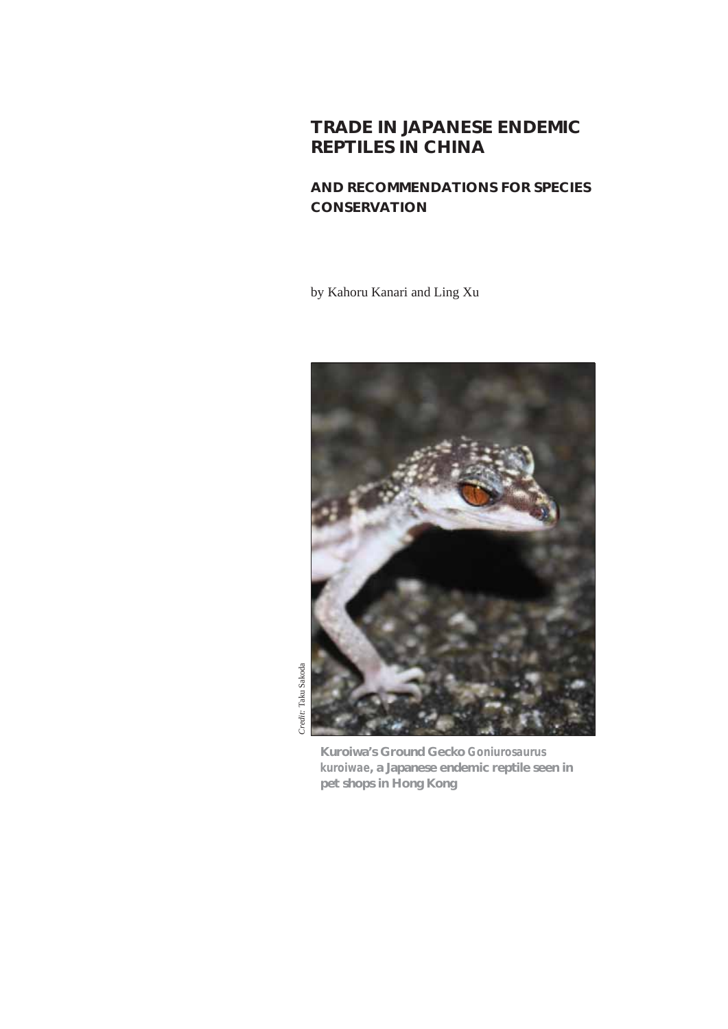# TRADE IN JAPANESE ENDEMIC REPTILES IN CHINA

## AND RECOMMENDATIONS FOR SPECIES CONSERVATION

by Kahoru Kanari and Ling Xu

*Credit:* Taku Sakoda

**Kuroiwa's Ground Gecko *Goniurosaurus kuroiwae*, a Japanese endemic reptile seen in pet shops in Hong Kong**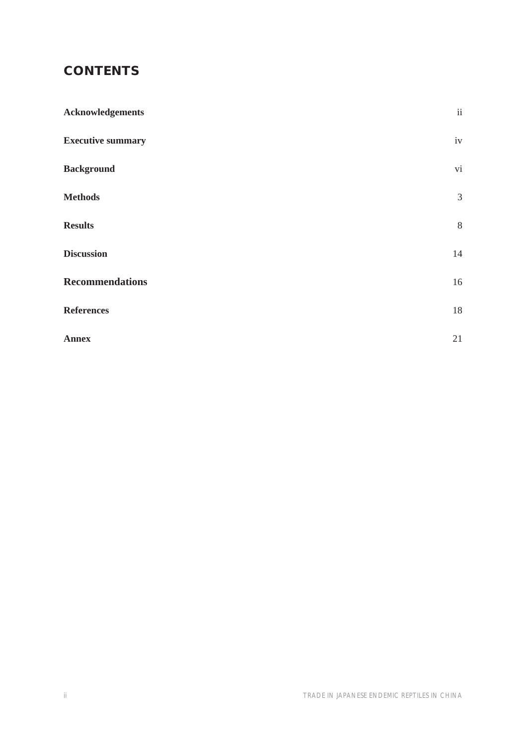# CONTENTS

| | |
|---|---|
| **Acknowledgements** | ii |
| **Executive summary** | iv |
| **Background** | vi |
| **Methods** | 3 |
| **Results** | 8 |
| **Discussion** | 14 |
| **Recommendations** | 16 |
| **References** | 18 |
| **Annex** | 21 |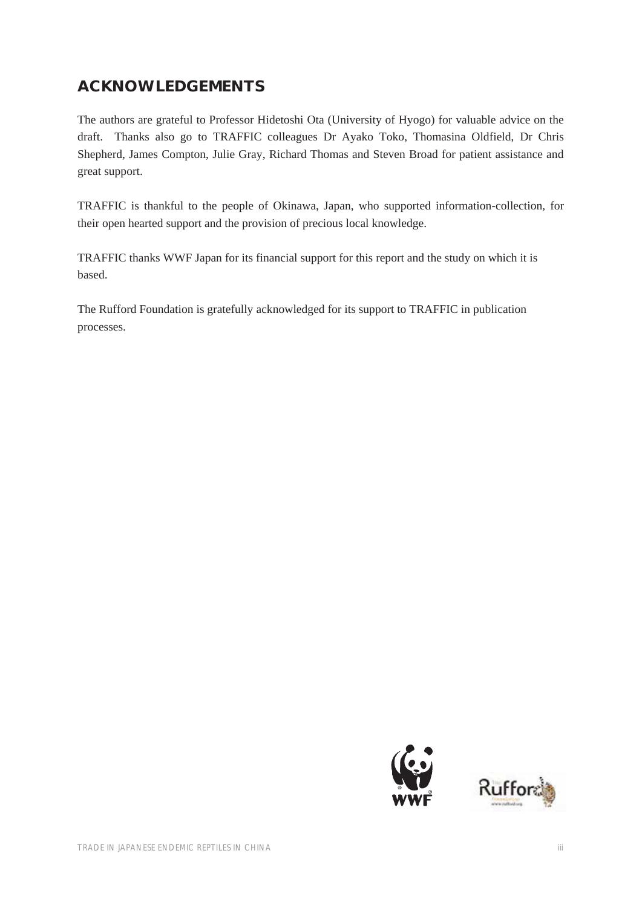## ACKNOWLEDGEMENTS

The authors are grateful to Professor Hidetoshi Ota (University of Hyogo) for valuable advice on the draft. Thanks also go to TRAFFIC colleagues Dr Ayako Toko, Thomasina Oldfield, Dr Chris Shepherd, James Compton, Julie Gray, Richard Thomas and Steven Broad for patient assistance and great support.

TRAFFIC is thankful to the people of Okinawa, Japan, who supported information-collection, for their open hearted support and the provision of precious local knowledge.

TRAFFIC thanks WWF Japan for its financial support for this report and the study on which it is based.

The Rufford Foundation is gratefully acknowledged for its support to TRAFFIC in publication processes.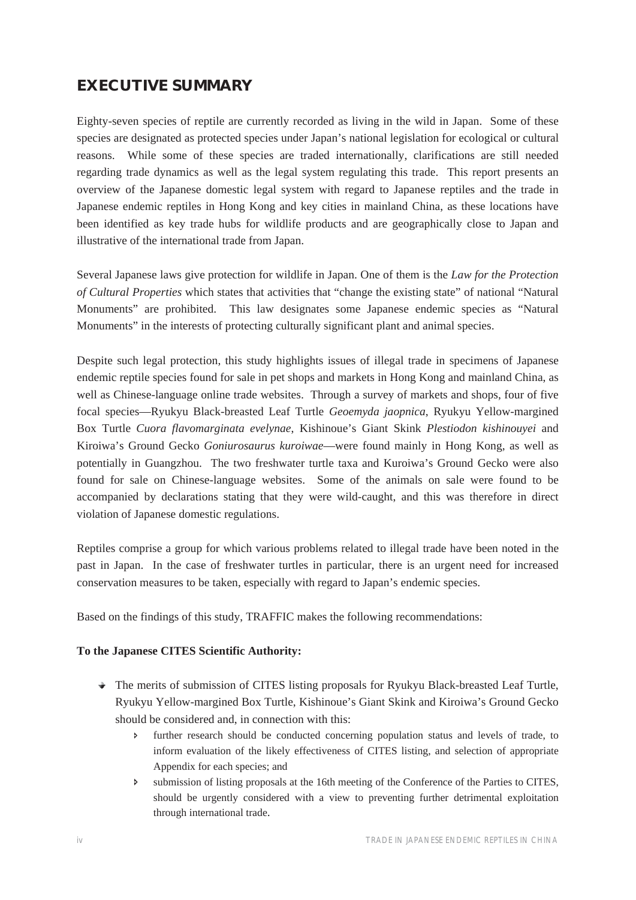## EXECUTIVE SUMMARY

Eighty-seven species of reptile are currently recorded as living in the wild in Japan. Some of these species are designated as protected species under Japan's national legislation for ecological or cultural reasons. While some of these species are traded internationally, clarifications are still needed regarding trade dynamics as well as the legal system regulating this trade. This report presents an overview of the Japanese domestic legal system with regard to Japanese reptiles and the trade in Japanese endemic reptiles in Hong Kong and key cities in mainland China, as these locations have been identified as key trade hubs for wildlife products and are geographically close to Japan and illustrative of the international trade from Japan.

Several Japanese laws give protection for wildlife in Japan. One of them is the *Law for the Protection of Cultural Properties* which states that activities that "change the existing state" of national "Natural Monuments" are prohibited. This law designates some Japanese endemic species as "Natural Monuments" in the interests of protecting culturally significant plant and animal species.

Despite such legal protection, this study highlights issues of illegal trade in specimens of Japanese endemic reptile species found for sale in pet shops and markets in Hong Kong and mainland China, as well as Chinese-language online trade websites. Through a survey of markets and shops, four of five focal species—Ryukyu Black-breasted Leaf Turtle *Geoemyda jaopnica*, Ryukyu Yellow-margined Box Turtle *Cuora flavomarginata evelynae*, Kishinoue's Giant Skink *Plestiodon kishinouyei* and Kiroiwa's Ground Gecko *Goniurosaurus kuroiwae*—were found mainly in Hong Kong, as well as potentially in Guangzhou. The two freshwater turtle taxa and Kuroiwa's Ground Gecko were also found for sale on Chinese-language websites. Some of the animals on sale were found to be accompanied by declarations stating that they were wild-caught, and this was therefore in direct violation of Japanese domestic regulations.

Reptiles comprise a group for which various problems related to illegal trade have been noted in the past in Japan. In the case of freshwater turtles in particular, there is an urgent need for increased conservation measures to be taken, especially with regard to Japan's endemic species.

Based on the findings of this study, TRAFFIC makes the following recommendations:

**To the Japanese CITES Scientific Authority:**

- The merits of submission of CITES listing proposals for Ryukyu Black-breasted Leaf Turtle, Ryukyu Yellow-margined Box Turtle, Kishinoue's Giant Skink and Kiroiwa's Ground Gecko should be considered and, in connection with this:
  - further research should be conducted concerning population status and levels of trade, to inform evaluation of the likely effectiveness of CITES listing, and selection of appropriate Appendix for each species; and
  - submission of listing proposals at the 16th meeting of the Conference of the Parties to CITES, should be urgently considered with a view to preventing further detrimental exploitation through international trade.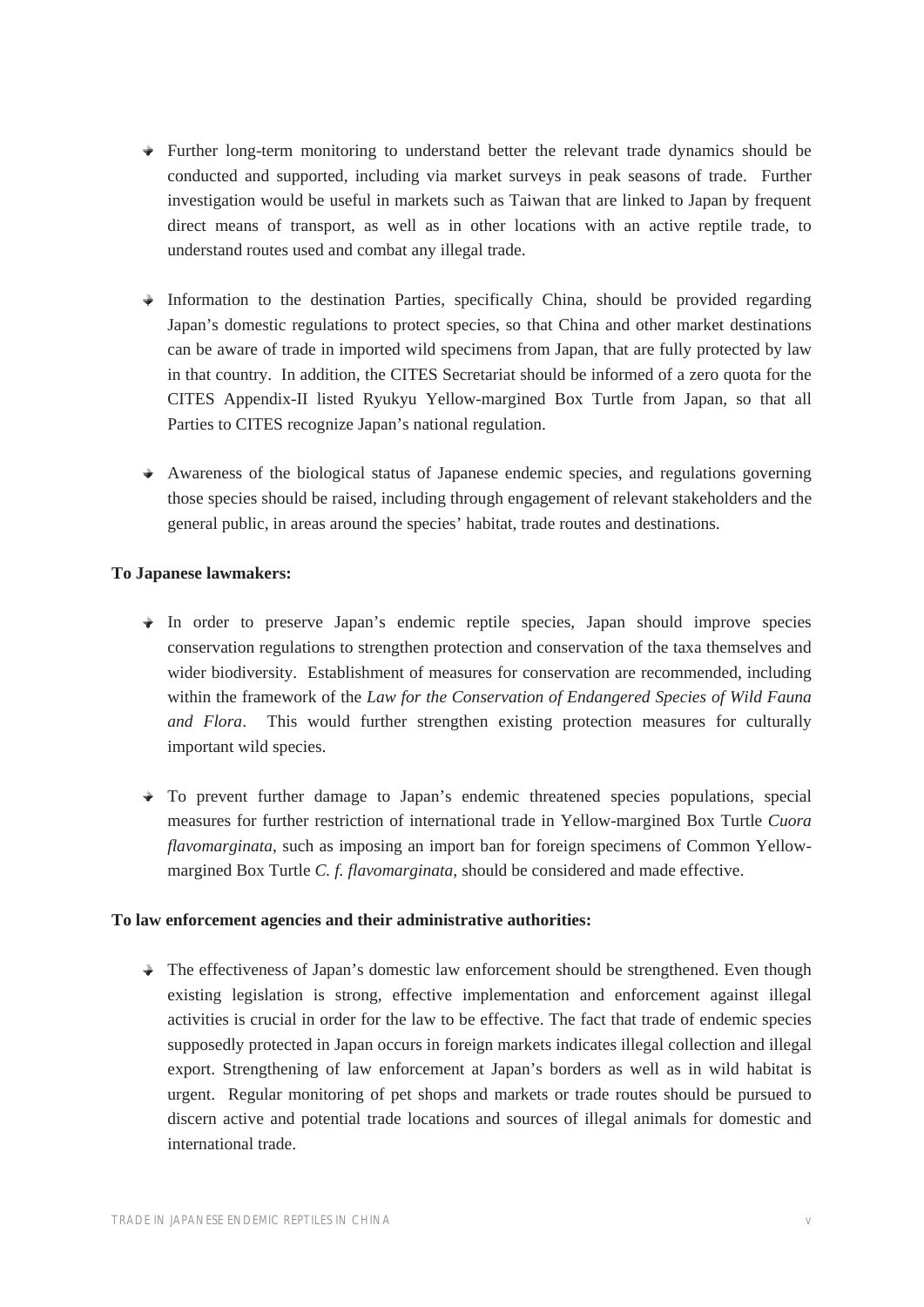- Further long-term monitoring to understand better the relevant trade dynamics should be conducted and supported, including via market surveys in peak seasons of trade. Further investigation would be useful in markets such as Taiwan that are linked to Japan by frequent direct means of transport, as well as in other locations with an active reptile trade, to understand routes used and combat any illegal trade.

- Information to the destination Parties, specifically China, should be provided regarding Japan's domestic regulations to protect species, so that China and other market destinations can be aware of trade in imported wild specimens from Japan, that are fully protected by law in that country. In addition, the CITES Secretariat should be informed of a zero quota for the CITES Appendix-II listed Ryukyu Yellow-margined Box Turtle from Japan, so that all Parties to CITES recognize Japan's national regulation.

- Awareness of the biological status of Japanese endemic species, and regulations governing those species should be raised, including through engagement of relevant stakeholders and the general public, in areas around the species' habitat, trade routes and destinations.

**To Japanese lawmakers:**

- In order to preserve Japan's endemic reptile species, Japan should improve species conservation regulations to strengthen protection and conservation of the taxa themselves and wider biodiversity. Establishment of measures for conservation are recommended, including within the framework of the *Law for the Conservation of Endangered Species of Wild Fauna and Flora*. This would further strengthen existing protection measures for culturally important wild species.

- To prevent further damage to Japan's endemic threatened species populations, special measures for further restriction of international trade in Yellow-margined Box Turtle *Cuora flavomarginata*, such as imposing an import ban for foreign specimens of Common Yellow-margined Box Turtle *C. f. flavomarginata*, should be considered and made effective.

**To law enforcement agencies and their administrative authorities:**

- The effectiveness of Japan's domestic law enforcement should be strengthened. Even though existing legislation is strong, effective implementation and enforcement against illegal activities is crucial in order for the law to be effective. The fact that trade of endemic species supposedly protected in Japan occurs in foreign markets indicates illegal collection and illegal export. Strengthening of law enforcement at Japan's borders as well as in wild habitat is urgent. Regular monitoring of pet shops and markets or trade routes should be pursued to discern active and potential trade locations and sources of illegal animals for domestic and international trade.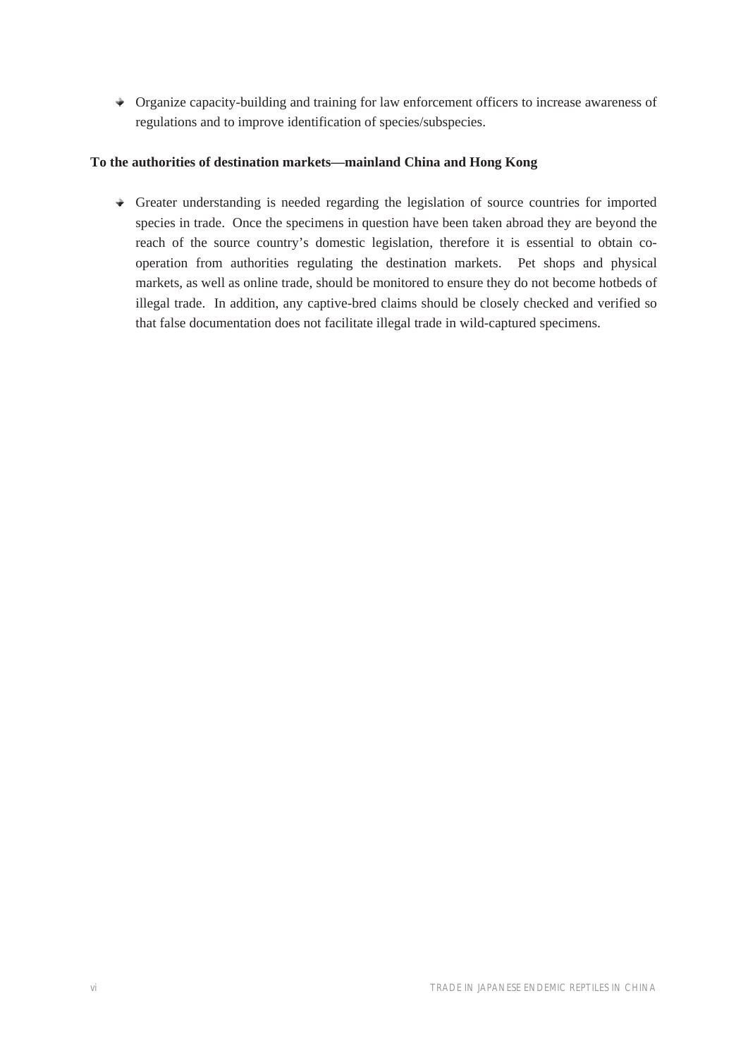- Organize capacity-building and training for law enforcement officers to increase awareness of regulations and to improve identification of species/subspecies.

**To the authorities of destination markets—mainland China and Hong Kong**

- Greater understanding is needed regarding the legislation of source countries for imported species in trade. Once the specimens in question have been taken abroad they are beyond the reach of the source country's domestic legislation, therefore it is essential to obtain co-operation from authorities regulating the destination markets. Pet shops and physical markets, as well as online trade, should be monitored to ensure they do not become hotbeds of illegal trade. In addition, any captive-bred claims should be closely checked and verified so that false documentation does not facilitate illegal trade in wild-captured specimens.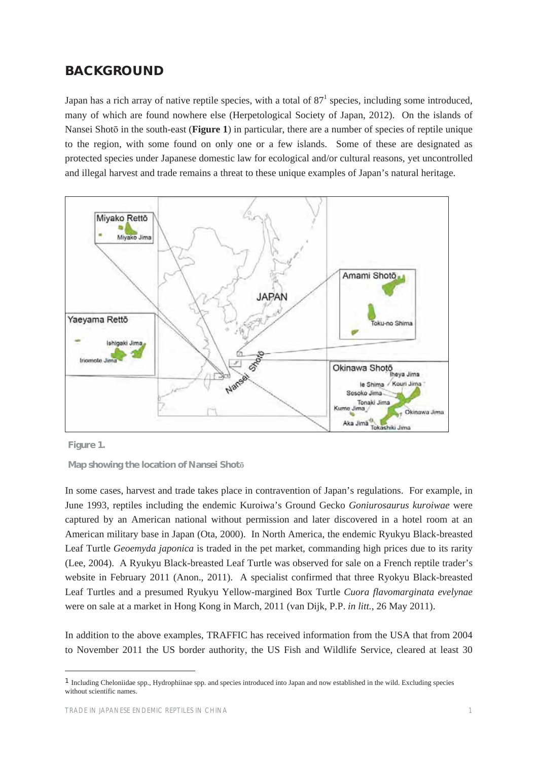# BACKGROUND

Japan has a rich array of native reptile species, with a total of 87[1] species, including some introduced, many of which are found nowhere else (Herpetological Society of Japan, 2012). On the islands of Nansei Shotō in the south-east (**Figure 1**) in particular, there are a number of species of reptile unique to the region, with some found on only one or a few islands. Some of these are designated as protected species under Japanese domestic law for ecological and/or cultural reasons, yet uncontrolled and illegal harvest and trade remains a threat to these unique examples of Japan's natural heritage.

**Figure 1.**

**Map showing the location of Nansei Shotō**

In some cases, harvest and trade takes place in contravention of Japan's regulations. For example, in June 1993, reptiles including the endemic Kuroiwa's Ground Gecko *Goniurosaurus kuroiwae* were captured by an American national without permission and later discovered in a hotel room at an American military base in Japan (Ota, 2000). In North America, the endemic Ryukyu Black-breasted Leaf Turtle *Geoemyda japonica* is traded in the pet market, commanding high prices due to its rarity (Lee, 2004). A Ryukyu Black-breasted Leaf Turtle was observed for sale on a French reptile trader's website in February 2011 (Anon., 2011). A specialist confirmed that three Ryokyu Black-breasted Leaf Turtles and a presumed Ryukyu Yellow-margined Box Turtle *Cuora flavomarginata evelynae* were on sale at a market in Hong Kong in March, 2011 (van Dijk, P.P. *in litt.*, 26 May 2011).

In addition to the above examples, TRAFFIC has received information from the USA that from 2004 to November 2011 the US border authority, the US Fish and Wildlife Service, cleared at least 30

[1] Including Cheloniidae spp., Hydrophiinae spp. and species introduced into Japan and now established in the wild. Excluding species without scientific names.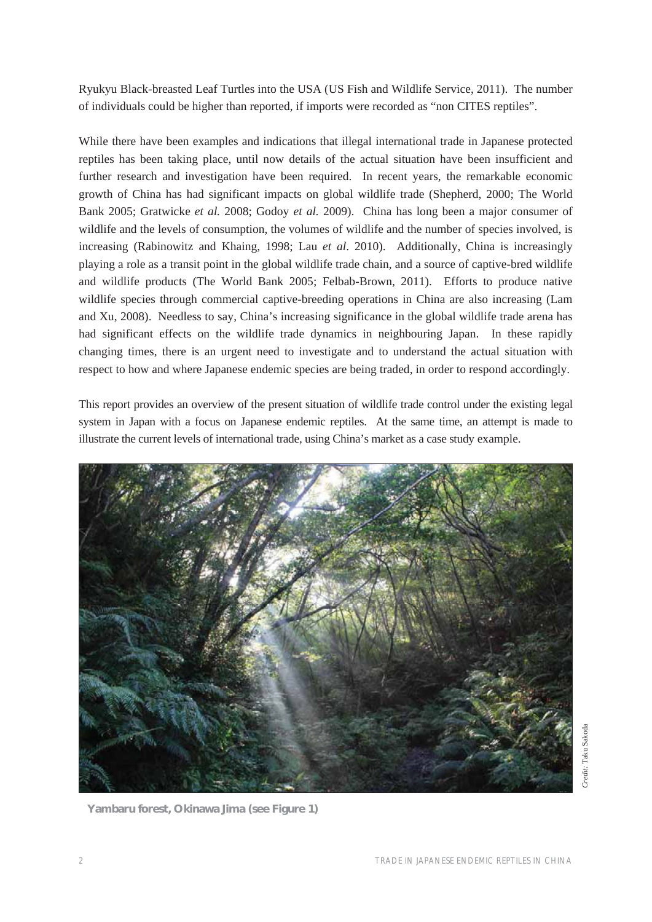Ryukyu Black-breasted Leaf Turtles into the USA (US Fish and Wildlife Service, 2011). The number of individuals could be higher than reported, if imports were recorded as "non CITES reptiles".

While there have been examples and indications that illegal international trade in Japanese protected reptiles has been taking place, until now details of the actual situation have been insufficient and further research and investigation have been required. In recent years, the remarkable economic growth of China has had significant impacts on global wildlife trade (Shepherd, 2000; The World Bank 2005; Gratwicke *et al.* 2008; Godoy *et al.* 2009). China has long been a major consumer of wildlife and the levels of consumption, the volumes of wildlife and the number of species involved, is increasing (Rabinowitz and Khaing, 1998; Lau *et al*. 2010). Additionally, China is increasingly playing a role as a transit point in the global wildlife trade chain, and a source of captive-bred wildlife and wildlife products (The World Bank 2005; Felbab-Brown, 2011). Efforts to produce native wildlife species through commercial captive-breeding operations in China are also increasing (Lam and Xu, 2008). Needless to say, China's increasing significance in the global wildlife trade arena has had significant effects on the wildlife trade dynamics in neighbouring Japan. In these rapidly changing times, there is an urgent need to investigate and to understand the actual situation with respect to how and where Japanese endemic species are being traded, in order to respond accordingly.

This report provides an overview of the present situation of wildlife trade control under the existing legal system in Japan with a focus on Japanese endemic reptiles. At the same time, an attempt is made to illustrate the current levels of international trade, using China's market as a case study example.

*Credit:* Taku Sakoda

**Yambaru forest, Okinawa Jima (see Figure 1)**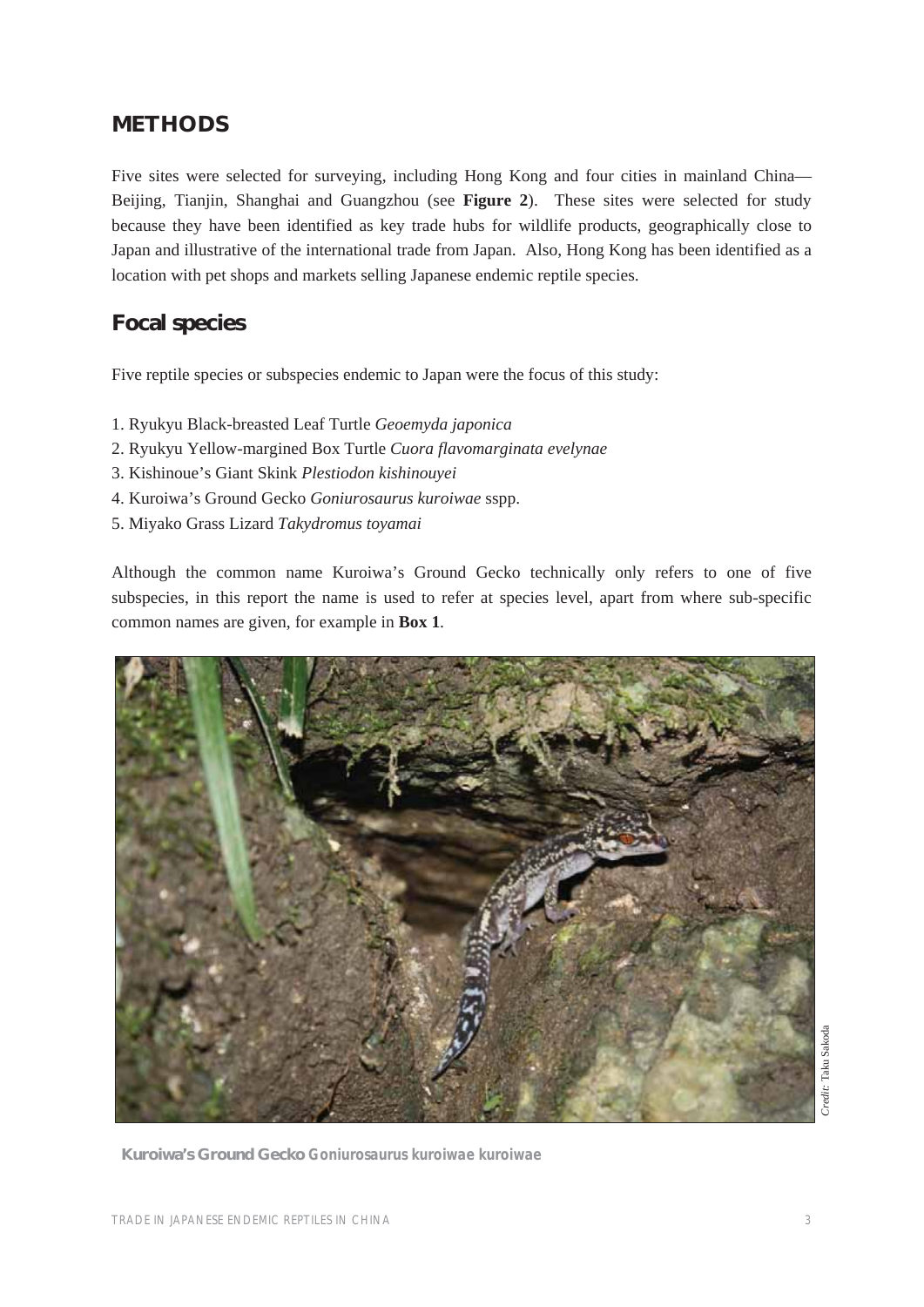## METHODS

Five sites were selected for surveying, including Hong Kong and four cities in mainland China—Beijing, Tianjin, Shanghai and Guangzhou (see **Figure 2**). These sites were selected for study because they have been identified as key trade hubs for wildlife products, geographically close to Japan and illustrative of the international trade from Japan. Also, Hong Kong has been identified as a location with pet shops and markets selling Japanese endemic reptile species.

### Focal species

Five reptile species or subspecies endemic to Japan were the focus of this study:

1. Ryukyu Black-breasted Leaf Turtle *Geoemyda japonica*
2. Ryukyu Yellow-margined Box Turtle *Cuora flavomarginata evelynae*
3. Kishinoue's Giant Skink *Plestiodon kishinouyei*
4. Kuroiwa's Ground Gecko *Goniurosaurus kuroiwae* sspp.
5. Miyako Grass Lizard *Takydromus toyamai*

Although the common name Kuroiwa's Ground Gecko technically only refers to one of five subspecies, in this report the name is used to refer at species level, apart from where sub-specific common names are given, for example in **Box 1**.

*Credit:* Taku Sakoda

**Kuroiwa's Ground Gecko** *Goniurosaurus kuroiwae kuroiwae*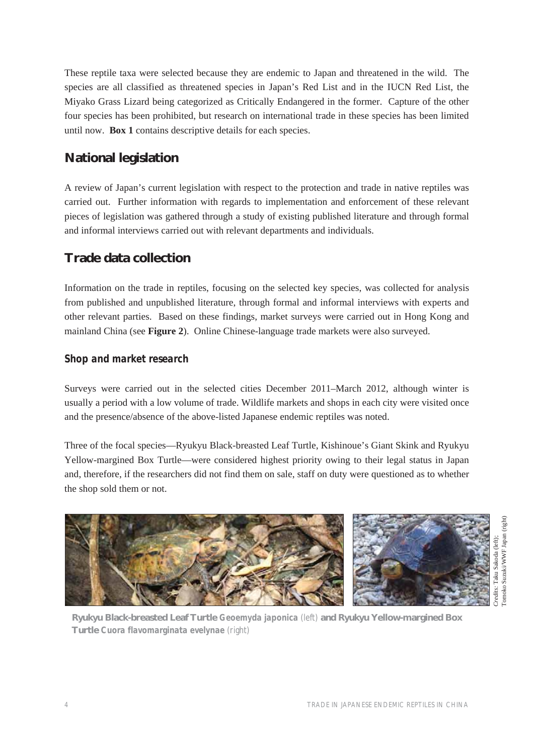These reptile taxa were selected because they are endemic to Japan and threatened in the wild. The species are all classified as threatened species in Japan's Red List and in the IUCN Red List, the Miyako Grass Lizard being categorized as Critically Endangered in the former. Capture of the other four species has been prohibited, but research on international trade in these species has been limited until now. **Box 1** contains descriptive details for each species.

## National legislation

A review of Japan's current legislation with respect to the protection and trade in native reptiles was carried out. Further information with regards to implementation and enforcement of these relevant pieces of legislation was gathered through a study of existing published literature and through formal and informal interviews carried out with relevant departments and individuals.

## Trade data collection

Information on the trade in reptiles, focusing on the selected key species, was collected for analysis from published and unpublished literature, through formal and informal interviews with experts and other relevant parties. Based on these findings, market surveys were carried out in Hong Kong and mainland China (see **Figure 2**). Online Chinese-language trade markets were also surveyed.

### *Shop and market research*

Surveys were carried out in the selected cities December 2011–March 2012, although winter is usually a period with a low volume of trade. Wildlife markets and shops in each city were visited once and the presence/absence of the above-listed Japanese endemic reptiles was noted.

Three of the focal species—Ryukyu Black-breasted Leaf Turtle, Kishinoue's Giant Skink and Ryukyu Yellow-margined Box Turtle—were considered highest priority owing to their legal status in Japan and, therefore, if the researchers did not find them on sale, staff on duty were questioned as to whether the shop sold them or not.

**Ryukyu Black-breasted Leaf Turtle** ***Geoemyda japonica*** (left) **and Ryukyu Yellow-margined Box Turtle** ***Cuora flavomarginata evelynae*** (right)

*Credits:* Taku Sakoda (left); Tomoko Suzuki/WWF Japan (right)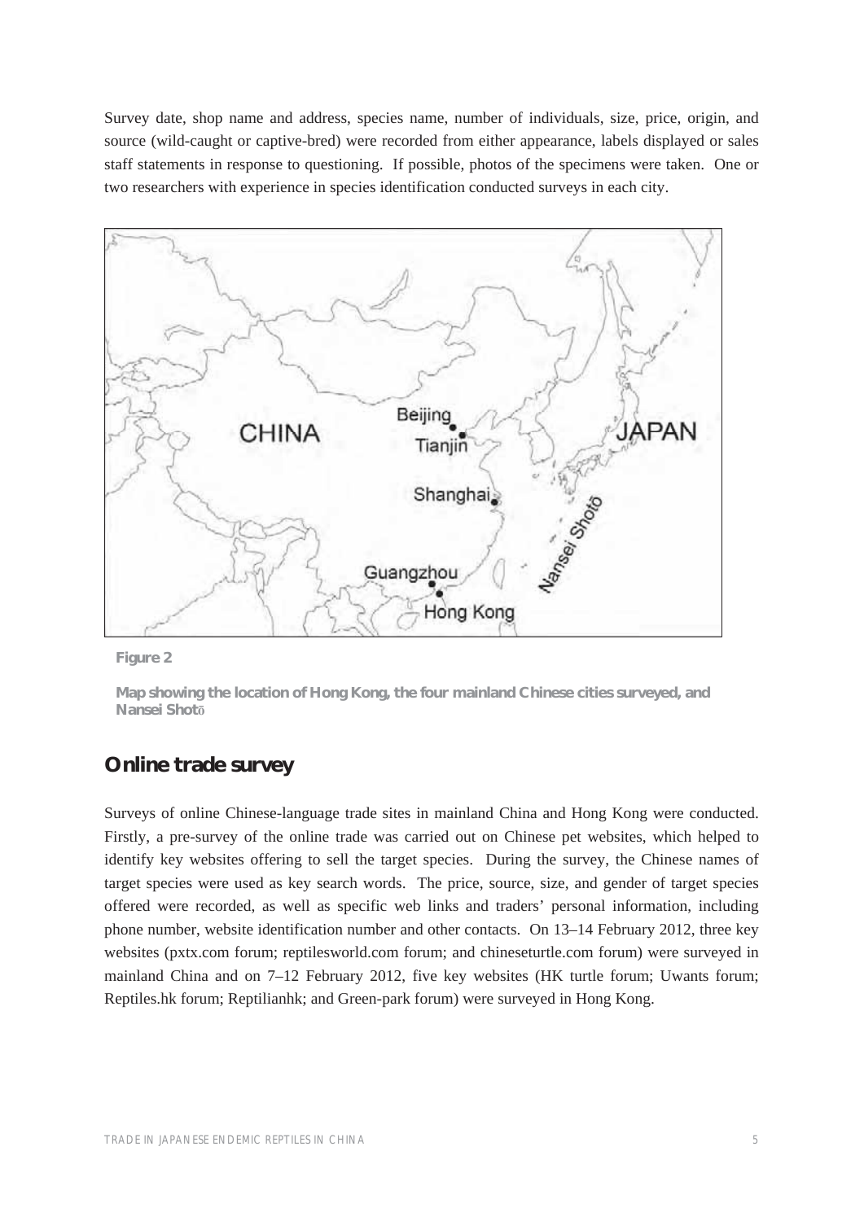Survey date, shop name and address, species name, number of individuals, size, price, origin, and source (wild-caught or captive-bred) were recorded from either appearance, labels displayed or sales staff statements in response to questioning. If possible, photos of the specimens were taken. One or two researchers with experience in species identification conducted surveys in each city.

**Figure 2**

**Map showing the location of Hong Kong, the four mainland Chinese cities surveyed, and Nansei Shotō**

## Online trade survey

Surveys of online Chinese-language trade sites in mainland China and Hong Kong were conducted. Firstly, a pre-survey of the online trade was carried out on Chinese pet websites, which helped to identify key websites offering to sell the target species. During the survey, the Chinese names of target species were used as key search words. The price, source, size, and gender of target species offered were recorded, as well as specific web links and traders' personal information, including phone number, website identification number and other contacts. On 13–14 February 2012, three key websites (pxtx.com forum; reptilesworld.com forum; and chineseturtle.com forum) were surveyed in mainland China and on 7–12 February 2012, five key websites (HK turtle forum; Uwants forum; Reptiles.hk forum; Reptilianhk; and Green-park forum) were surveyed in Hong Kong.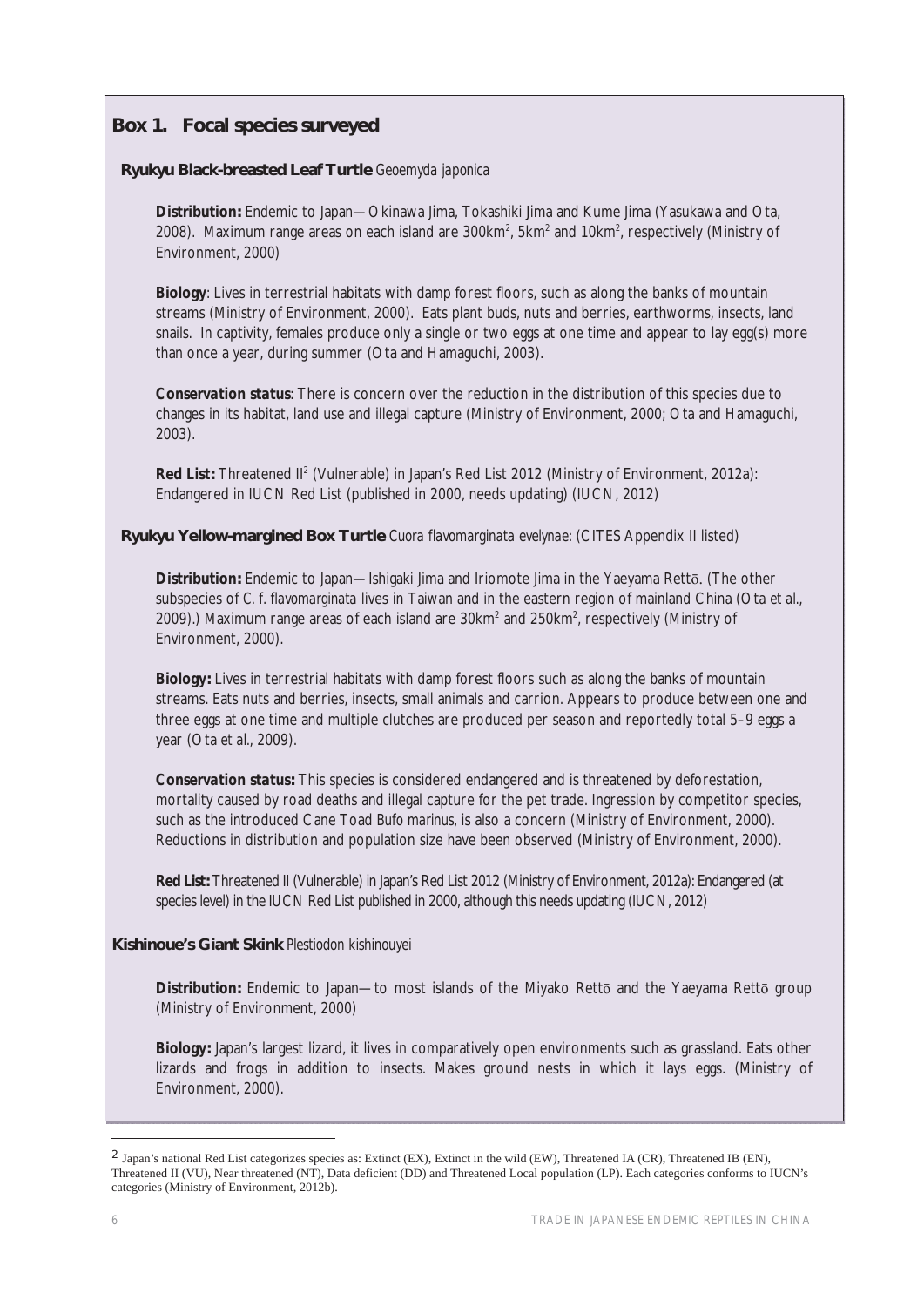## Box 1. Focal species surveyed

### Ryukyu Black-breasted Leaf Turtle *Geoemyda japonica*

**Distribution:** Endemic to Japan—Okinawa Jima, Tokashiki Jima and Kume Jima (Yasukawa and Ota, 2008). Maximum range areas on each island are 300km$^2$, 5km$^2$ and 10km$^2$, respectively (Ministry of Environment, 2000)

**Biology**: Lives in terrestrial habitats with damp forest floors, such as along the banks of mountain streams (Ministry of Environment, 2000). Eats plant buds, nuts and berries, earthworms, insects, land snails. In captivity, females produce only a single or two eggs at one time and appear to lay egg(s) more than once a year, during summer (Ota and Hamaguchi, 2003).

**Conservation status**: There is concern over the reduction in the distribution of this species due to changes in its habitat, land use and illegal capture (Ministry of Environment, 2000; Ota and Hamaguchi, 2003).

**Red List:** Threatened II[2] (Vulnerable) in Japan's Red List 2012 (Ministry of Environment, 2012a): Endangered in IUCN Red List (published in 2000, needs updating) (IUCN, 2012)

### Ryukyu Yellow-margined Box Turtle *Cuora flavomarginata evelynae*: (CITES Appendix II listed)

**Distribution:** Endemic to Japan—Ishigaki Jima and Iriomote Jima in the Yaeyama Rettō. (The other subspecies of *C. f. flavomarginata* lives in Taiwan and in the eastern region of mainland China (Ota *et al.*, 2009).) Maximum range areas of each island are 30km$^2$ and 250km$^2$, respectively (Ministry of Environment, 2000).

**Biology:** Lives in terrestrial habitats with damp forest floors such as along the banks of mountain streams. Eats nuts and berries, insects, small animals and carrion. Appears to produce between one and three eggs at one time and multiple clutches are produced per season and reportedly total 5–9 eggs a year (Ota *et al.*, 2009).

**Conservation status:** This species is considered endangered and is threatened by deforestation, mortality caused by road deaths and illegal capture for the pet trade. Ingression by competitor species, such as the introduced Cane Toad *Bufo marinus*, is also a concern (Ministry of Environment, 2000). Reductions in distribution and population size have been observed (Ministry of Environment, 2000).

**Red List:** Threatened II (Vulnerable) in Japan's Red List 2012 (Ministry of Environment, 2012a): Endangered (at species level) in the IUCN Red List published in 2000, although this needs updating (IUCN, 2012)

### Kishinoue's Giant Skink *Plestiodon kishinouyei*

**Distribution:** Endemic to Japan—to most islands of the Miyako Rettō and the Yaeyama Rettō group (Ministry of Environment, 2000)

**Biology:** Japan's largest lizard, it lives in comparatively open environments such as grassland. Eats other lizards and frogs in addition to insects. Makes ground nests in which it lays eggs. (Ministry of Environment, 2000).

---

[2] Japan's national Red List categorizes species as: Extinct (EX), Extinct in the wild (EW), Threatened IA (CR), Threatened IB (EN), Threatened II (VU), Near threatened (NT), Data deficient (DD) and Threatened Local population (LP). Each categories conforms to IUCN's categories (Ministry of Environment, 2012b).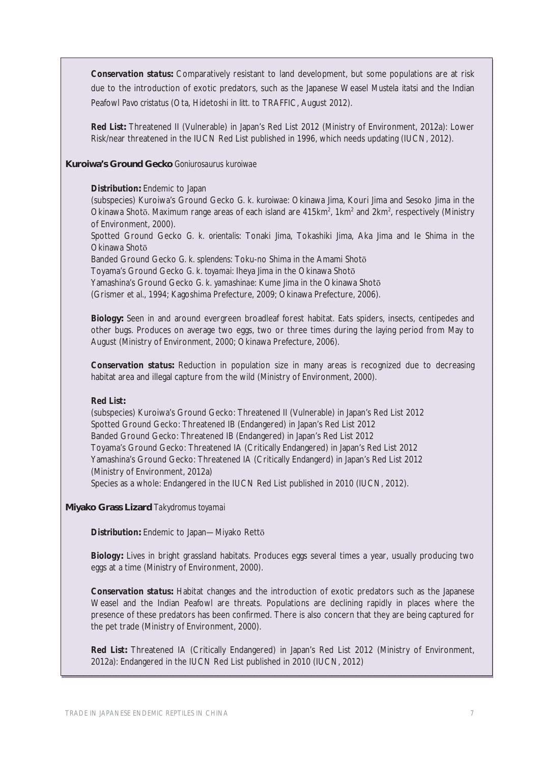**Conservation status:** Comparatively resistant to land development, but some populations are at risk due to the introduction of exotic predators, such as the Japanese Weasel *Mustela itatsi* and the Indian Peafowl *Pavo cristatus* (Ota, Hidetoshi *in litt.* to TRAFFIC, August 2012).

**Red List:** Threatened II (Vulnerable) in Japan's Red List 2012 (Ministry of Environment, 2012a): Lower Risk/near threatened in the IUCN Red List published in 1996, which needs updating (IUCN, 2012).

### Kuroiwa's Ground Gecko *Goniurosaurus kuroiwae*

**Distribution:** Endemic to Japan

(subspecies) Kuroiwa's Ground Gecko *G. k. kuroiwae*: Okinawa Jima, Kouri Jima and Sesoko Jima in the Okinawa Shotō. Maximum range areas of each island are 415km², 1km² and 2km², respectively (Ministry of Environment, 2000).

Spotted Ground Gecko *G. k. orientalis*: Tonaki Jima, Tokashiki Jima, Aka Jima and Ie Shima in the Okinawa Shotō

Banded Ground Gecko *G. k. splendens*: Toku-no Shima in the Amami Shotō

Toyama's Ground Gecko *G. k. toyamai*: Iheya Jima in the Okinawa Shotō

Yamashina's Ground Gecko *G. k. yamashinae*: Kume Jima in the Okinawa Shotō

(Grismer *et al.*, 1994; Kagoshima Prefecture, 2009; Okinawa Prefecture, 2006).

**Biology:** Seen in and around evergreen broadleaf forest habitat. Eats spiders, insects, centipedes and other bugs. Produces on average two eggs, two or three times during the laying period from May to August (Ministry of Environment, 2000; Okinawa Prefecture, 2006).

**Conservation status:** Reduction in population size in many areas is recognized due to decreasing habitat area and illegal capture from the wild (Ministry of Environment, 2000).

**Red List:**

(subspecies) Kuroiwa's Ground Gecko: Threatened II (Vulnerable) in Japan's Red List 2012

Spotted Ground Gecko: Threatened IB (Endangered) in Japan's Red List 2012

Banded Ground Gecko: Threatened IB (Endangered) in Japan's Red List 2012

Toyama's Ground Gecko: Threatened IA (Critically Endangered) in Japan's Red List 2012

Yamashina's Ground Gecko: Threatened IA (Critically Endangerd) in Japan's Red List 2012

(Ministry of Environment, 2012a)

Species as a whole: Endangered in the IUCN Red List published in 2010 (IUCN, 2012).

### Miyako Grass Lizard *Takydromus toyamai*

**Distribution:** Endemic to Japan—Miyako Rettō

**Biology:** Lives in bright grassland habitats. Produces eggs several times a year, usually producing two eggs at a time (Ministry of Environment, 2000).

**Conservation status:** Habitat changes and the introduction of exotic predators such as the Japanese Weasel and the Indian Peafowl are threats. Populations are declining rapidly in places where the presence of these predators has been confirmed. There is also concern that they are being captured for the pet trade (Ministry of Environment, 2000).

**Red List:** Threatened IA (Critically Endangered) in Japan's Red List 2012 (Ministry of Environment, 2012a): Endangered in the IUCN Red List published in 2010 (IUCN, 2012)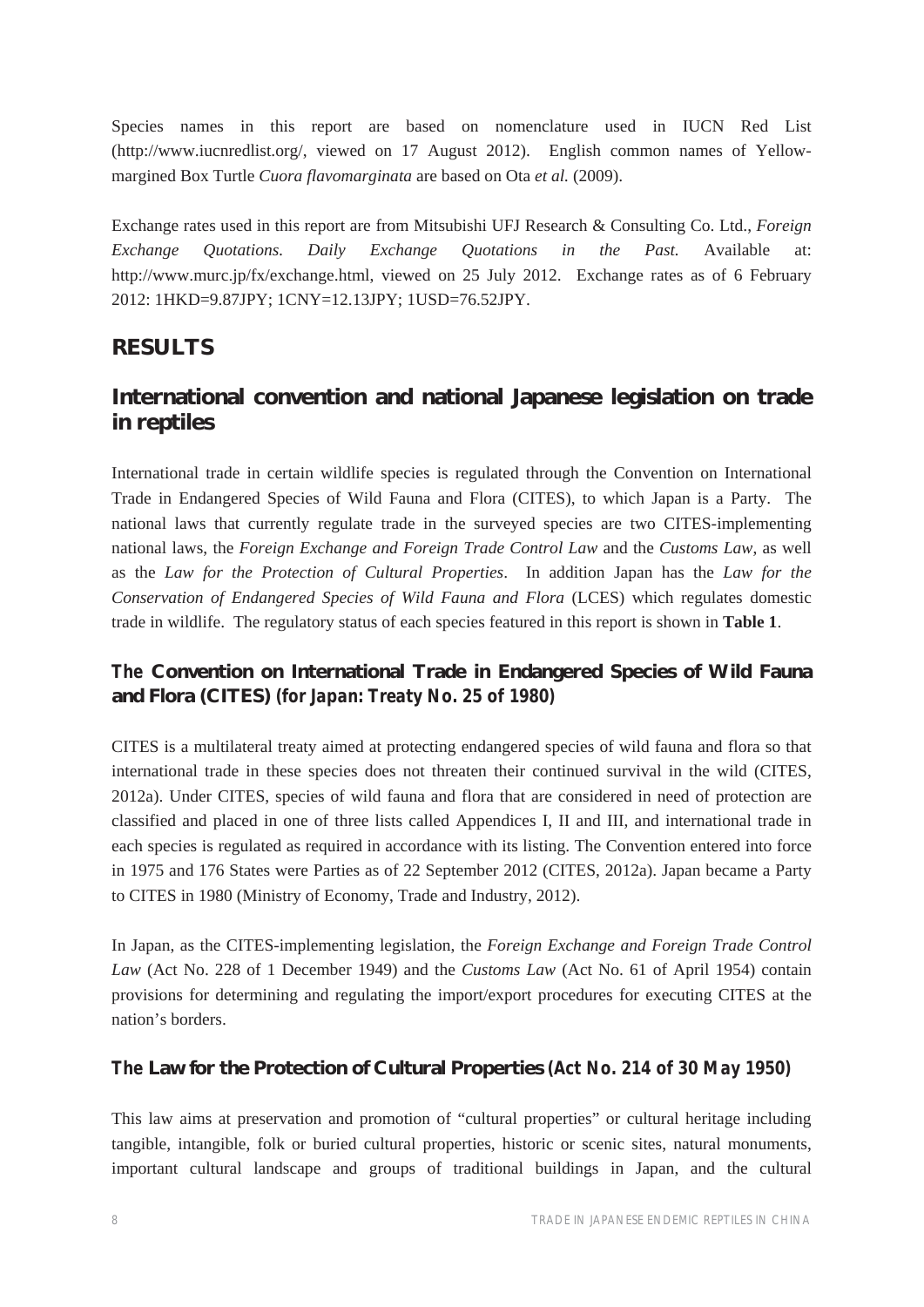Species names in this report are based on nomenclature used in IUCN Red List (http://www.iucnredlist.org/, viewed on 17 August 2012). English common names of Yellow-margined Box Turtle *Cuora flavomarginata* are based on Ota *et al.* (2009).

Exchange rates used in this report are from Mitsubishi UFJ Research & Consulting Co. Ltd., *Foreign Exchange Quotations. Daily Exchange Quotations in the Past.* Available at: http://www.murc.jp/fx/exchange.html, viewed on 25 July 2012. Exchange rates as of 6 February 2012: 1HKD=9.87JPY; 1CNY=12.13JPY; 1USD=76.52JPY.

# RESULTS

## International convention and national Japanese legislation on trade in reptiles

International trade in certain wildlife species is regulated through the Convention on International Trade in Endangered Species of Wild Fauna and Flora (CITES), to which Japan is a Party. The national laws that currently regulate trade in the surveyed species are two CITES-implementing national laws, the *Foreign Exchange and Foreign Trade Control Law* and the *Customs Law*, as well as the *Law for the Protection of Cultural Properties*. In addition Japan has the *Law for the Conservation of Endangered Species of Wild Fauna and Flora* (LCES) which regulates domestic trade in wildlife. The regulatory status of each species featured in this report is shown in **Table 1**.

### The Convention on International Trade in Endangered Species of Wild Fauna and Flora (CITES) (for Japan: Treaty No. 25 of 1980)

CITES is a multilateral treaty aimed at protecting endangered species of wild fauna and flora so that international trade in these species does not threaten their continued survival in the wild (CITES, 2012a). Under CITES, species of wild fauna and flora that are considered in need of protection are classified and placed in one of three lists called Appendices I, II and III, and international trade in each species is regulated as required in accordance with its listing. The Convention entered into force in 1975 and 176 States were Parties as of 22 September 2012 (CITES, 2012a). Japan became a Party to CITES in 1980 (Ministry of Economy, Trade and Industry, 2012).

In Japan, as the CITES-implementing legislation, the *Foreign Exchange and Foreign Trade Control Law* (Act No. 228 of 1 December 1949) and the *Customs Law* (Act No. 61 of April 1954) contain provisions for determining and regulating the import/export procedures for executing CITES at the nation's borders.

### The Law for the Protection of Cultural Properties (Act No. 214 of 30 May 1950)

This law aims at preservation and promotion of "cultural properties" or cultural heritage including tangible, intangible, folk or buried cultural properties, historic or scenic sites, natural monuments, important cultural landscape and groups of traditional buildings in Japan, and the cultural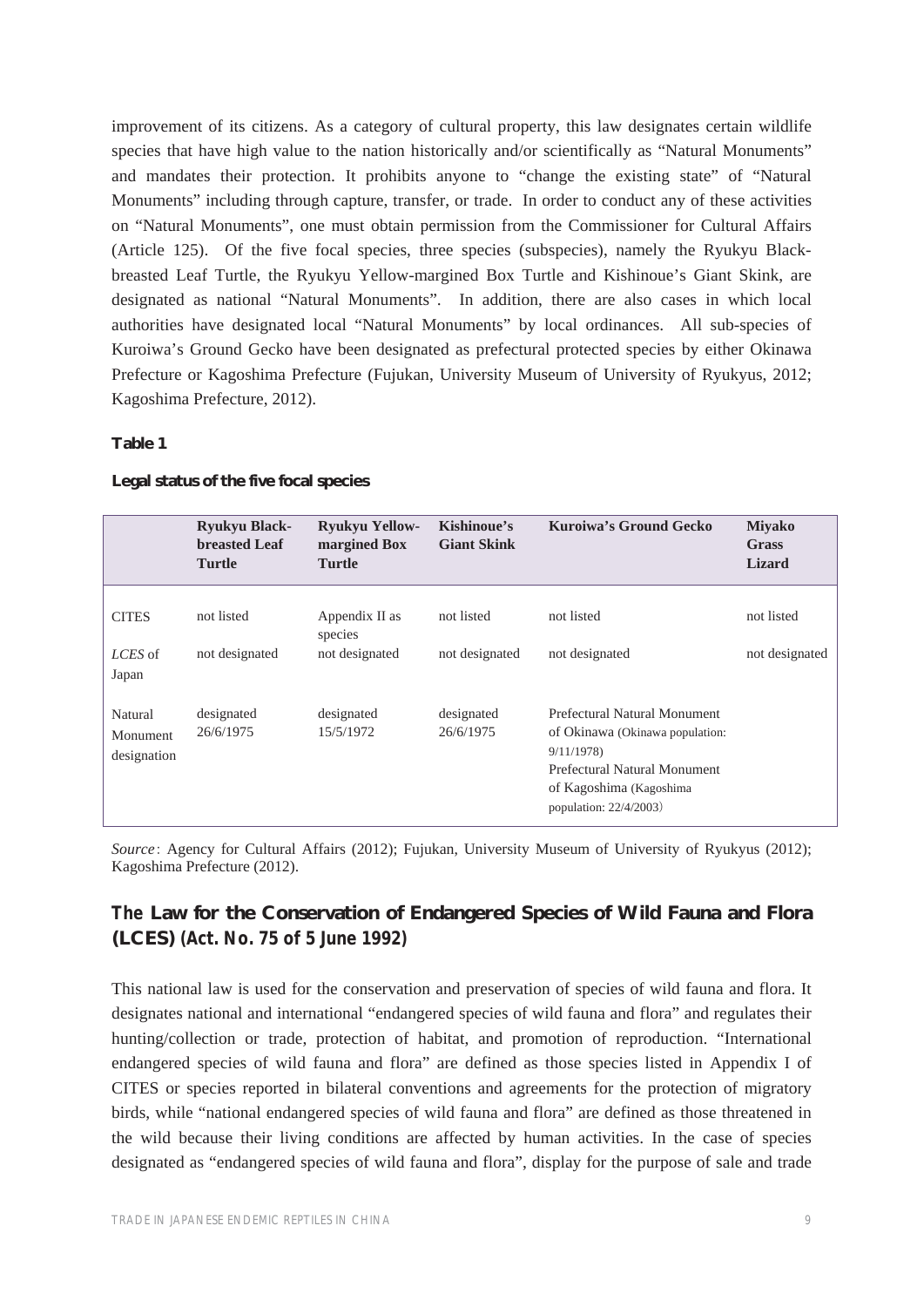improvement of its citizens. As a category of cultural property, this law designates certain wildlife species that have high value to the nation historically and/or scientifically as "Natural Monuments" and mandates their protection. It prohibits anyone to "change the existing state" of "Natural Monuments" including through capture, transfer, or trade. In order to conduct any of these activities on "Natural Monuments", one must obtain permission from the Commissioner for Cultural Affairs (Article 125). Of the five focal species, three species (subspecies), namely the Ryukyu Black-breasted Leaf Turtle, the Ryukyu Yellow-margined Box Turtle and Kishinoue's Giant Skink, are designated as national "Natural Monuments". In addition, there are also cases in which local authorities have designated local "Natural Monuments" by local ordinances. All sub-species of Kuroiwa's Ground Gecko have been designated as prefectural protected species by either Okinawa Prefecture or Kagoshima Prefecture (Fujukan, University Museum of University of Ryukyus, 2012; Kagoshima Prefecture, 2012).

**Table 1**

**Legal status of the five focal species**

| | Ryukyu Black-breasted Leaf Turtle | Ryukyu Yellow-margined Box Turtle | Kishinoue's Giant Skink | Kuroiwa's Ground Gecko | Miyako Grass Lizard |
|---|---|---|---|---|---|
| CITES | not listed | Appendix II as species | not listed | not listed | not listed |
| *LCES* of Japan | not designated | not designated | not designated | not designated | not designated |
| Natural Monument designation | designated 26/6/1975 | designated 15/5/1972 | designated 26/6/1975 | Prefectural Natural Monument of Okinawa (Okinawa population: 9/11/1978) Prefectural Natural Monument of Kagoshima (Kagoshima population: 22/4/2003) | |

*Source*: Agency for Cultural Affairs (2012); Fujukan, University Museum of University of Ryukyus (2012); Kagoshima Prefecture (2012).

## The Law for the Conservation of Endangered Species of Wild Fauna and Flora (LCES) (Act. No. 75 of 5 June 1992)

This national law is used for the conservation and preservation of species of wild fauna and flora. It designates national and international "endangered species of wild fauna and flora" and regulates their hunting/collection or trade, protection of habitat, and promotion of reproduction. "International endangered species of wild fauna and flora" are defined as those species listed in Appendix I of CITES or species reported in bilateral conventions and agreements for the protection of migratory birds, while "national endangered species of wild fauna and flora" are defined as those threatened in the wild because their living conditions are affected by human activities. In the case of species designated as "endangered species of wild fauna and flora", display for the purpose of sale and trade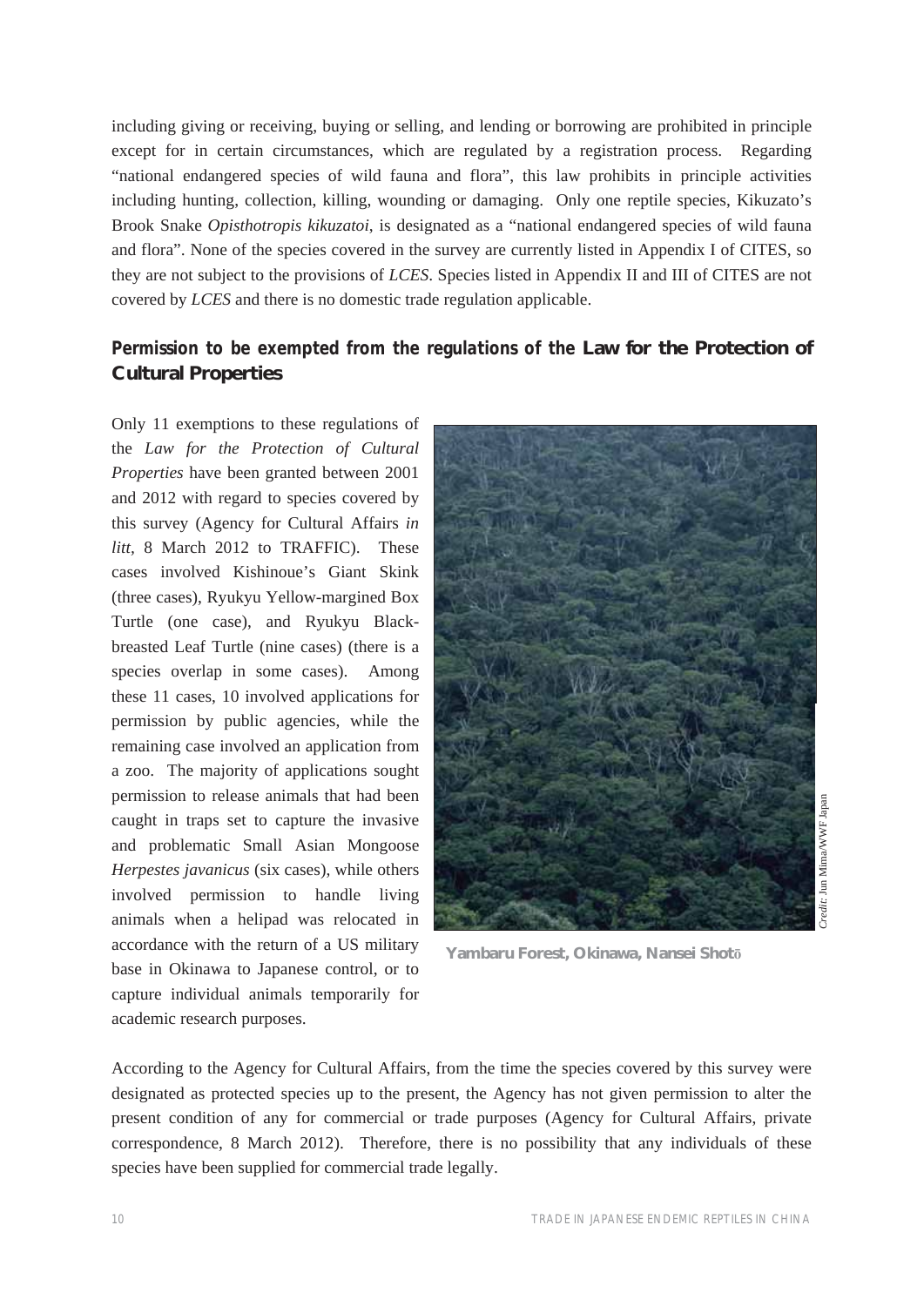including giving or receiving, buying or selling, and lending or borrowing are prohibited in principle except for in certain circumstances, which are regulated by a registration process. Regarding "national endangered species of wild fauna and flora", this law prohibits in principle activities including hunting, collection, killing, wounding or damaging. Only one reptile species, Kikuzato's Brook Snake *Opisthotropis kikuzatoi*, is designated as a "national endangered species of wild fauna and flora". None of the species covered in the survey are currently listed in Appendix I of CITES, so they are not subject to the provisions of *LCES*. Species listed in Appendix II and III of CITES are not covered by *LCES* and there is no domestic trade regulation applicable.

## Permission to be exempted from the regulations of the Law for the Protection of Cultural Properties

Only 11 exemptions to these regulations of the *Law for the Protection of Cultural Properties* have been granted between 2001 and 2012 with regard to species covered by this survey (Agency for Cultural Affairs *in litt*, 8 March 2012 to TRAFFIC). These cases involved Kishinoue's Giant Skink (three cases), Ryukyu Yellow-margined Box Turtle (one case), and Ryukyu Black-breasted Leaf Turtle (nine cases) (there is a species overlap in some cases). Among these 11 cases, 10 involved applications for permission by public agencies, while the remaining case involved an application from a zoo. The majority of applications sought permission to release animals that had been caught in traps set to capture the invasive and problematic Small Asian Mongoose *Herpestes javanicus* (six cases), while others involved permission to handle living animals when a helipad was relocated in accordance with the return of a US military base in Okinawa to Japanese control, or to capture individual animals temporarily for academic research purposes.

*Credit*: Jun Mima/WWF Japan

**Yambaru Forest, Okinawa, Nansei Shotō**

According to the Agency for Cultural Affairs, from the time the species covered by this survey were designated as protected species up to the present, the Agency has not given permission to alter the present condition of any for commercial or trade purposes (Agency for Cultural Affairs, private correspondence, 8 March 2012). Therefore, there is no possibility that any individuals of these species have been supplied for commercial trade legally.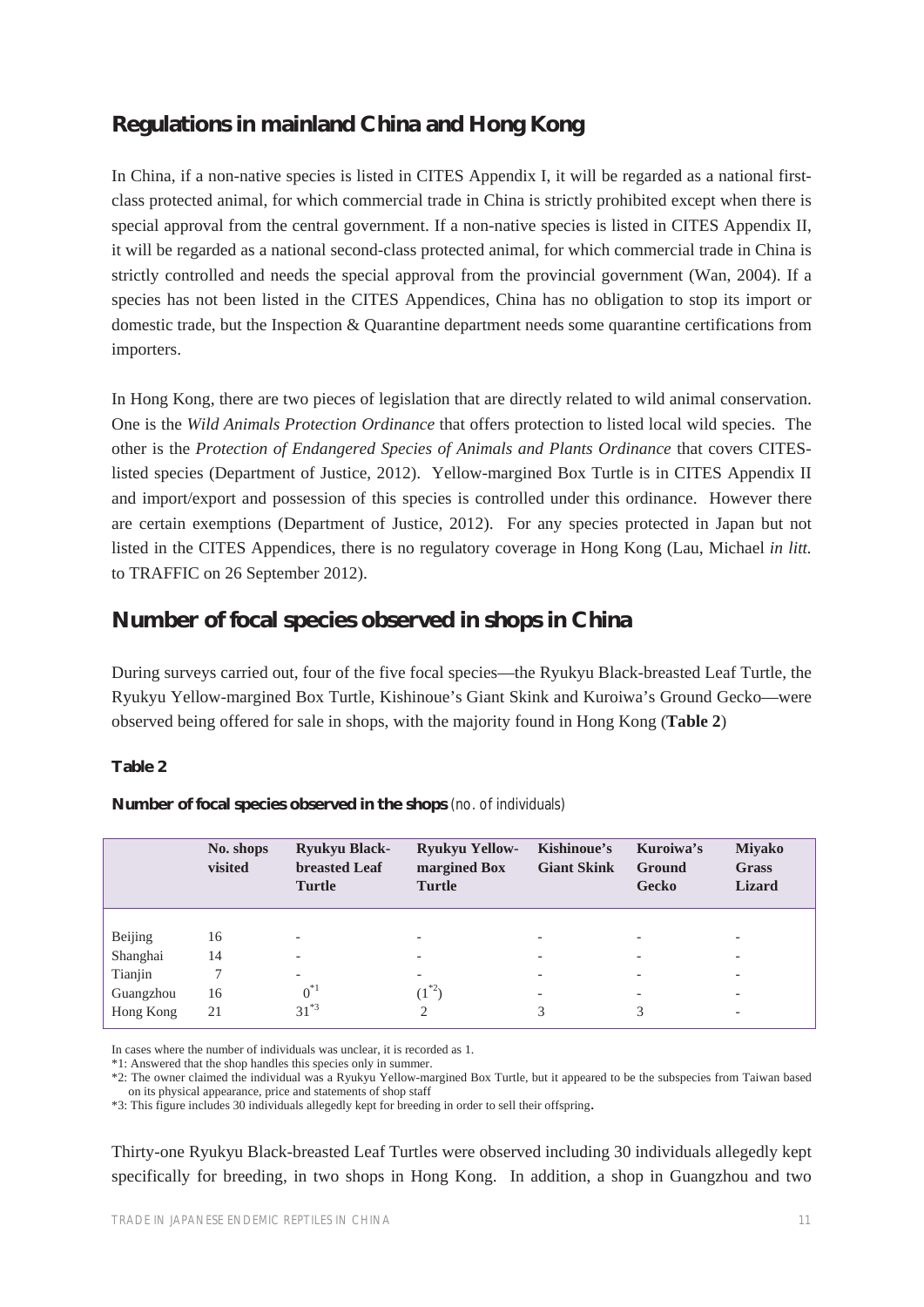## Regulations in mainland China and Hong Kong

In China, if a non-native species is listed in CITES Appendix I, it will be regarded as a national first-class protected animal, for which commercial trade in China is strictly prohibited except when there is special approval from the central government. If a non-native species is listed in CITES Appendix II, it will be regarded as a national second-class protected animal, for which commercial trade in China is strictly controlled and needs the special approval from the provincial government (Wan, 2004). If a species has not been listed in the CITES Appendices, China has no obligation to stop its import or domestic trade, but the Inspection & Quarantine department needs some quarantine certifications from importers.

In Hong Kong, there are two pieces of legislation that are directly related to wild animal conservation. One is the *Wild Animals Protection Ordinance* that offers protection to listed local wild species. The other is the *Protection of Endangered Species of Animals and Plants Ordinance* that covers CITES-listed species (Department of Justice, 2012). Yellow-margined Box Turtle is in CITES Appendix II and import/export and possession of this species is controlled under this ordinance. However there are certain exemptions (Department of Justice, 2012). For any species protected in Japan but not listed in the CITES Appendices, there is no regulatory coverage in Hong Kong (Lau, Michael *in litt.* to TRAFFIC on 26 September 2012).

## Number of focal species observed in shops in China

During surveys carried out, four of the five focal species—the Ryukyu Black-breasted Leaf Turtle, the Ryukyu Yellow-margined Box Turtle, Kishinoue's Giant Skink and Kuroiwa's Ground Gecko—were observed being offered for sale in shops, with the majority found in Hong Kong (**Table 2**)

**Table 2**

**Number of focal species observed in the shops** (no. of individuals)

| | No. shops visited | Ryukyu Black-breasted Leaf Turtle | Ryukyu Yellow-margined Box Turtle | Kishinoue's Giant Skink | Kuroiwa's Ground Gecko | Miyako Grass Lizard |
|---|---|---|---|---|---|---|
| Beijing | 16 | - | - | - | - | - |
| Shanghai | 14 | - | - | - | - | - |
| Tianjin | 7 | - | - | - | - | - |
| Guangzhou | 16 | 0*1 | (1*2) | - | - | - |
| Hong Kong | 21 | 31*3 | 2 | 3 | 3 | - |

In cases where the number of individuals was unclear, it is recorded as 1.

*1: Answered that the shop handles this species only in summer.

*2: The owner claimed the individual was a Ryukyu Yellow-margined Box Turtle, but it appeared to be the subspecies from Taiwan based on its physical appearance, price and statements of shop staff

*3: This figure includes 30 individuals allegedly kept for breeding in order to sell their offspring.

Thirty-one Ryukyu Black-breasted Leaf Turtles were observed including 30 individuals allegedly kept specifically for breeding, in two shops in Hong Kong. In addition, a shop in Guangzhou and two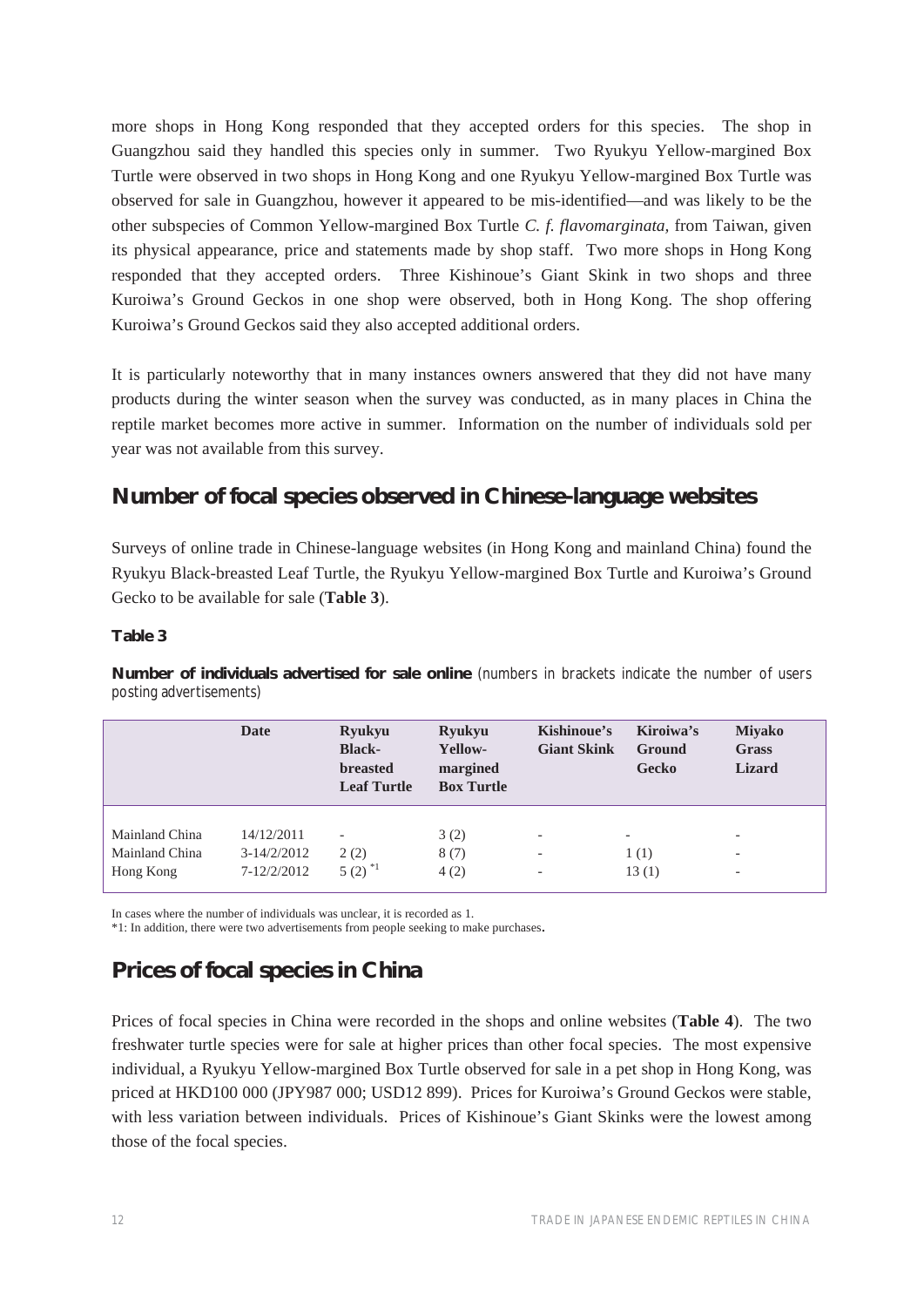more shops in Hong Kong responded that they accepted orders for this species. The shop in Guangzhou said they handled this species only in summer. Two Ryukyu Yellow-margined Box Turtle were observed in two shops in Hong Kong and one Ryukyu Yellow-margined Box Turtle was observed for sale in Guangzhou, however it appeared to be mis-identified—and was likely to be the other subspecies of Common Yellow-margined Box Turtle *C. f. flavomarginata,* from Taiwan, given its physical appearance, price and statements made by shop staff. Two more shops in Hong Kong responded that they accepted orders. Three Kishinoue's Giant Skink in two shops and three Kuroiwa's Ground Geckos in one shop were observed, both in Hong Kong. The shop offering Kuroiwa's Ground Geckos said they also accepted additional orders.

It is particularly noteworthy that in many instances owners answered that they did not have many products during the winter season when the survey was conducted, as in many places in China the reptile market becomes more active in summer. Information on the number of individuals sold per year was not available from this survey.

## Number of focal species observed in Chinese-language websites

Surveys of online trade in Chinese-language websites (in Hong Kong and mainland China) found the Ryukyu Black-breasted Leaf Turtle, the Ryukyu Yellow-margined Box Turtle and Kuroiwa's Ground Gecko to be available for sale (**Table 3**).

**Table 3**

**Number of individuals advertised for sale online** (numbers in brackets indicate the number of users posting advertisements)

| | Date | Ryukyu Black-breasted Leaf Turtle | Ryukyu Yellow-margined Box Turtle | Kishinoue's Giant Skink | Kiroiwa's Ground Gecko | Miyako Grass Lizard |
|---|---|---|---|---|---|---|
| Mainland China | 14/12/2011 | - | 3 (2) | - | - | - |
| Mainland China | 3-14/2/2012 | 2 (2) | 8 (7) | - | 1 (1) | - |
| Hong Kong | 7-12/2/2012 | 5 (2) *1 | 4 (2) | - | 13 (1) | - |

In cases where the number of individuals was unclear, it is recorded as 1.

*1: In addition, there were two advertisements from people seeking to make purchases.

## Prices of focal species in China

Prices of focal species in China were recorded in the shops and online websites (**Table 4**). The two freshwater turtle species were for sale at higher prices than other focal species. The most expensive individual, a Ryukyu Yellow-margined Box Turtle observed for sale in a pet shop in Hong Kong, was priced at HKD100 000 (JPY987 000; USD12 899). Prices for Kuroiwa's Ground Geckos were stable, with less variation between individuals. Prices of Kishinoue's Giant Skinks were the lowest among those of the focal species.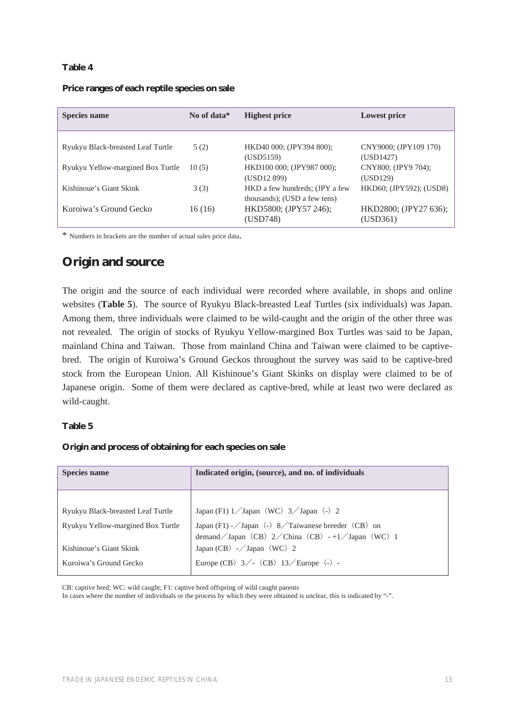**Table 4**

**Price ranges of each reptile species on sale**

| Species name | No of data* | Highest price | Lowest price |
|---|---|---|---|
| Ryukyu Black-breasted Leaf Turtle | 5 (2) | HKD40 000; (JPY394 800); (USD5159) | CNY9000; (JPY109 170) (USD1427) |
| Ryukyu Yellow-margined Box Turtle | 10 (5) | HKD100 000; (JPY987 000); (USD12 899) | CNY800; (JPY9 704); (USD129) |
| Kishinoue's Giant Skink | 3 (3) | HKD a few hundreds; (JPY a few thousands); (USD a few tens) | HKD60; (JPY592); (USD8) |
| Kuroiwa's Ground Gecko | 16 (16) | HKD5800; (JPY57 246); (USD748) | HKD2800; (JPY27 636); (USD361) |

\* Numbers in brackets are the number of actual sales price data.

## Origin and source

The origin and the source of each individual were recorded where available, in shops and online websites (**Table 5**). The source of Ryukyu Black-breasted Leaf Turtles (six individuals) was Japan. Among them, three individuals were claimed to be wild-caught and the origin of the other three was not revealed. The origin of stocks of Ryukyu Yellow-margined Box Turtles was said to be Japan, mainland China and Taiwan. Those from mainland China and Taiwan were claimed to be captive-bred. The origin of Kuroiwa's Ground Geckos throughout the survey was said to be captive-bred stock from the European Union. All Kishinoue's Giant Skinks on display were claimed to be of Japanese origin. Some of them were declared as captive-bred, while at least two were declared as wild-caught.

**Table 5**

**Origin and process of obtaining for each species on sale**

| Species name | Indicated origin, (source), and no. of individuals |
|---|---|
| Ryukyu Black-breasted Leaf Turtle | Japan (F1) 1／Japan（WC）3／Japan（-）2 |
| Ryukyu Yellow-margined Box Turtle | Japan (F1) -／Japan（-）8／Taiwanese breeder（CB）on demand／Japan（CB）2／China（CB）- +1／Japan（WC）1 |
| Kishinoue's Giant Skink | Japan (CB）-／Japan（WC）2 |
| Kuroiwa's Ground Gecko | Europe (CB）3／-（CB）13／Europe（-）- |

CB: captive bred; WC: wild caught; F1: captive bred offspring of wild caught parents
In cases where the number of individuals or the process by which they were obtained is unclear, this is indicated by "-".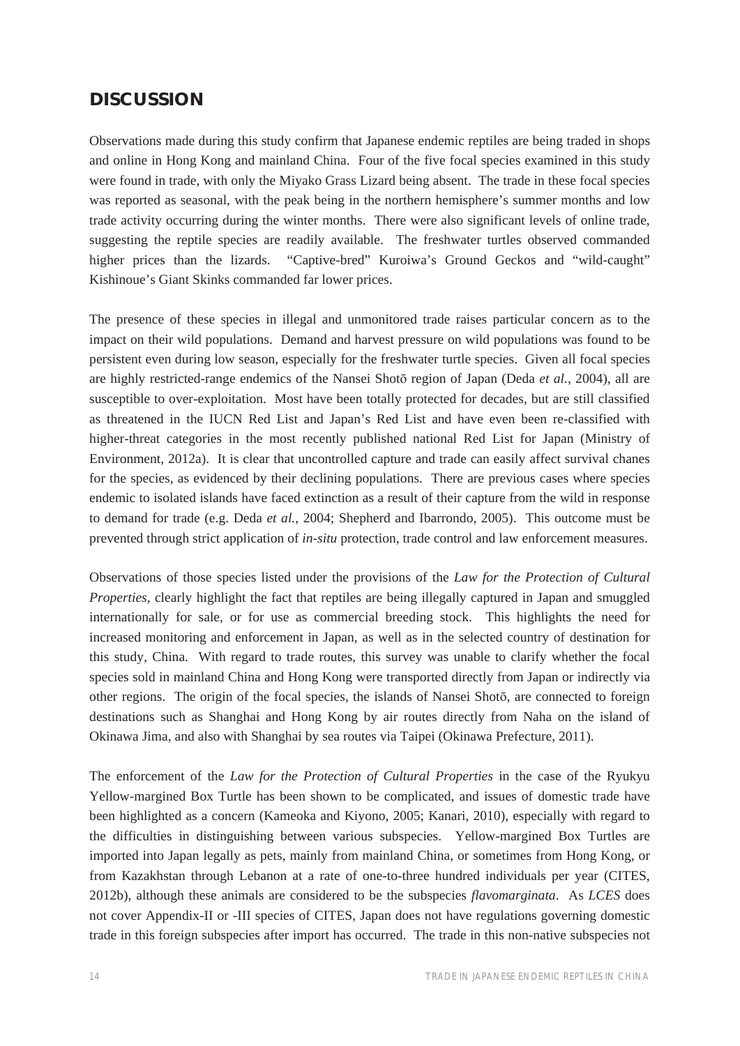## DISCUSSION

Observations made during this study confirm that Japanese endemic reptiles are being traded in shops and online in Hong Kong and mainland China. Four of the five focal species examined in this study were found in trade, with only the Miyako Grass Lizard being absent. The trade in these focal species was reported as seasonal, with the peak being in the northern hemisphere's summer months and low trade activity occurring during the winter months. There were also significant levels of online trade, suggesting the reptile species are readily available. The freshwater turtles observed commanded higher prices than the lizards. "Captive-bred" Kuroiwa's Ground Geckos and "wild-caught" Kishinoue's Giant Skinks commanded far lower prices.

The presence of these species in illegal and unmonitored trade raises particular concern as to the impact on their wild populations. Demand and harvest pressure on wild populations was found to be persistent even during low season, especially for the freshwater turtle species. Given all focal species are highly restricted-range endemics of the Nansei Shotō region of Japan (Deda *et al.*, 2004), all are susceptible to over-exploitation. Most have been totally protected for decades, but are still classified as threatened in the IUCN Red List and Japan's Red List and have even been re-classified with higher-threat categories in the most recently published national Red List for Japan (Ministry of Environment, 2012a). It is clear that uncontrolled capture and trade can easily affect survival chanes for the species, as evidenced by their declining populations. There are previous cases where species endemic to isolated islands have faced extinction as a result of their capture from the wild in response to demand for trade (e.g. Deda *et al.*, 2004; Shepherd and Ibarrondo, 2005). This outcome must be prevented through strict application of *in-situ* protection, trade control and law enforcement measures.

Observations of those species listed under the provisions of the *Law for the Protection of Cultural Properties*, clearly highlight the fact that reptiles are being illegally captured in Japan and smuggled internationally for sale, or for use as commercial breeding stock. This highlights the need for increased monitoring and enforcement in Japan, as well as in the selected country of destination for this study, China. With regard to trade routes, this survey was unable to clarify whether the focal species sold in mainland China and Hong Kong were transported directly from Japan or indirectly via other regions. The origin of the focal species, the islands of Nansei Shotō, are connected to foreign destinations such as Shanghai and Hong Kong by air routes directly from Naha on the island of Okinawa Jima, and also with Shanghai by sea routes via Taipei (Okinawa Prefecture, 2011).

The enforcement of the *Law for the Protection of Cultural Properties* in the case of the Ryukyu Yellow-margined Box Turtle has been shown to be complicated, and issues of domestic trade have been highlighted as a concern (Kameoka and Kiyono, 2005; Kanari, 2010), especially with regard to the difficulties in distinguishing between various subspecies. Yellow-margined Box Turtles are imported into Japan legally as pets, mainly from mainland China, or sometimes from Hong Kong, or from Kazakhstan through Lebanon at a rate of one-to-three hundred individuals per year (CITES, 2012b), although these animals are considered to be the subspecies *flavomarginata*. As *LCES* does not cover Appendix-II or -III species of CITES, Japan does not have regulations governing domestic trade in this foreign subspecies after import has occurred. The trade in this non-native subspecies not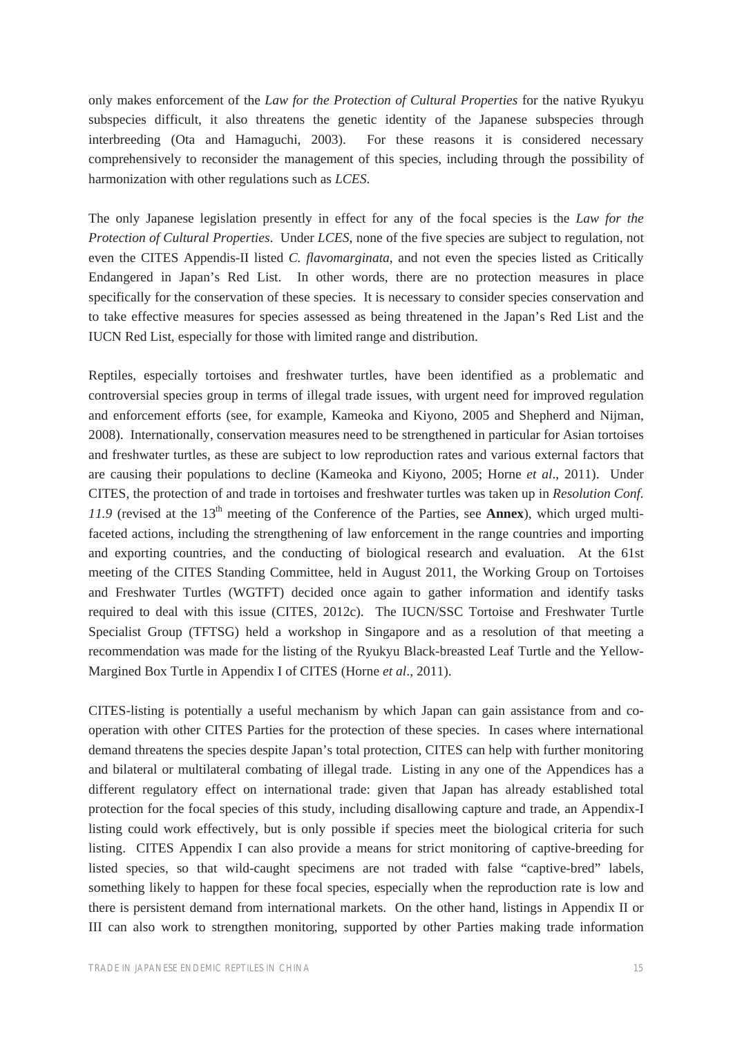only makes enforcement of the *Law for the Protection of Cultural Properties* for the native Ryukyu subspecies difficult, it also threatens the genetic identity of the Japanese subspecies through interbreeding (Ota and Hamaguchi, 2003). For these reasons it is considered necessary comprehensively to reconsider the management of this species, including through the possibility of harmonization with other regulations such as *LCES*.

The only Japanese legislation presently in effect for any of the focal species is the *Law for the Protection of Cultural Properties*. Under *LCES*, none of the five species are subject to regulation, not even the CITES Appendis-II listed *C. flavomarginata*, and not even the species listed as Critically Endangered in Japan's Red List. In other words, there are no protection measures in place specifically for the conservation of these species. It is necessary to consider species conservation and to take effective measures for species assessed as being threatened in the Japan's Red List and the IUCN Red List, especially for those with limited range and distribution.

Reptiles, especially tortoises and freshwater turtles, have been identified as a problematic and controversial species group in terms of illegal trade issues, with urgent need for improved regulation and enforcement efforts (see, for example, Kameoka and Kiyono, 2005 and Shepherd and Nijman, 2008). Internationally, conservation measures need to be strengthened in particular for Asian tortoises and freshwater turtles, as these are subject to low reproduction rates and various external factors that are causing their populations to decline (Kameoka and Kiyono, 2005; Horne *et al*., 2011). Under CITES, the protection of and trade in tortoises and freshwater turtles was taken up in *Resolution Conf. 11.9* (revised at the 13th meeting of the Conference of the Parties, see **Annex**), which urged multi-faceted actions, including the strengthening of law enforcement in the range countries and importing and exporting countries, and the conducting of biological research and evaluation. At the 61st meeting of the CITES Standing Committee, held in August 2011, the Working Group on Tortoises and Freshwater Turtles (WGTFT) decided once again to gather information and identify tasks required to deal with this issue (CITES, 2012c). The IUCN/SSC Tortoise and Freshwater Turtle Specialist Group (TFTSG) held a workshop in Singapore and as a resolution of that meeting a recommendation was made for the listing of the Ryukyu Black-breasted Leaf Turtle and the Yellow-Margined Box Turtle in Appendix I of CITES (Horne *et al*., 2011).

CITES-listing is potentially a useful mechanism by which Japan can gain assistance from and co-operation with other CITES Parties for the protection of these species. In cases where international demand threatens the species despite Japan's total protection, CITES can help with further monitoring and bilateral or multilateral combating of illegal trade. Listing in any one of the Appendices has a different regulatory effect on international trade: given that Japan has already established total protection for the focal species of this study, including disallowing capture and trade, an Appendix-I listing could work effectively, but is only possible if species meet the biological criteria for such listing. CITES Appendix I can also provide a means for strict monitoring of captive-breeding for listed species, so that wild-caught specimens are not traded with false "captive-bred" labels, something likely to happen for these focal species, especially when the reproduction rate is low and there is persistent demand from international markets. On the other hand, listings in Appendix II or III can also work to strengthen monitoring, supported by other Parties making trade information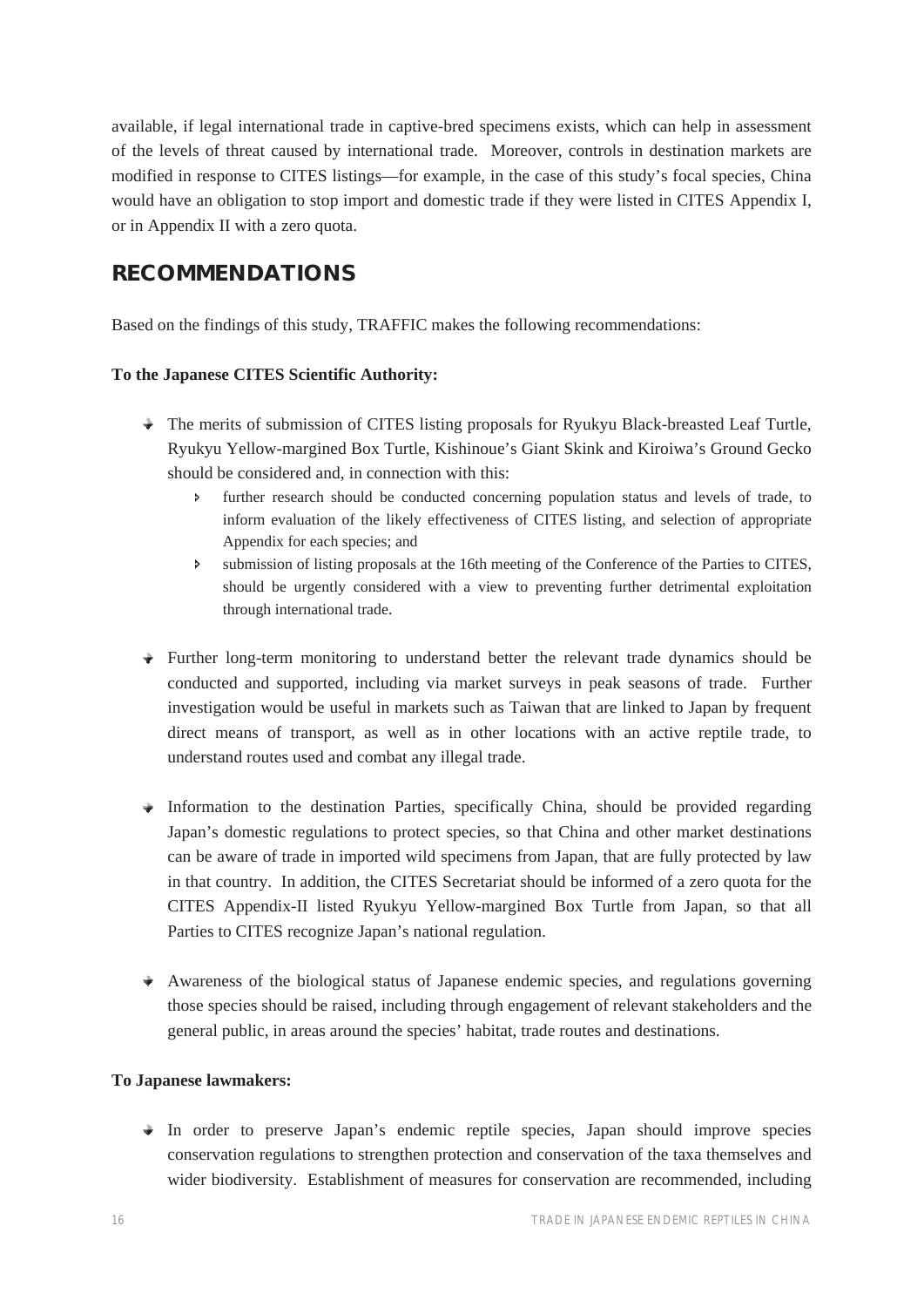available, if legal international trade in captive-bred specimens exists, which can help in assessment of the levels of threat caused by international trade. Moreover, controls in destination markets are modified in response to CITES listings—for example, in the case of this study's focal species, China would have an obligation to stop import and domestic trade if they were listed in CITES Appendix I, or in Appendix II with a zero quota.

## RECOMMENDATIONS

Based on the findings of this study, TRAFFIC makes the following recommendations:

**To the Japanese CITES Scientific Authority:**

- The merits of submission of CITES listing proposals for Ryukyu Black-breasted Leaf Turtle, Ryukyu Yellow-margined Box Turtle, Kishinoue's Giant Skink and Kiroiwa's Ground Gecko should be considered and, in connection with this:
  - further research should be conducted concerning population status and levels of trade, to inform evaluation of the likely effectiveness of CITES listing, and selection of appropriate Appendix for each species; and
  - submission of listing proposals at the 16th meeting of the Conference of the Parties to CITES, should be urgently considered with a view to preventing further detrimental exploitation through international trade.

- Further long-term monitoring to understand better the relevant trade dynamics should be conducted and supported, including via market surveys in peak seasons of trade. Further investigation would be useful in markets such as Taiwan that are linked to Japan by frequent direct means of transport, as well as in other locations with an active reptile trade, to understand routes used and combat any illegal trade.

- Information to the destination Parties, specifically China, should be provided regarding Japan's domestic regulations to protect species, so that China and other market destinations can be aware of trade in imported wild specimens from Japan, that are fully protected by law in that country. In addition, the CITES Secretariat should be informed of a zero quota for the CITES Appendix-II listed Ryukyu Yellow-margined Box Turtle from Japan, so that all Parties to CITES recognize Japan's national regulation.

- Awareness of the biological status of Japanese endemic species, and regulations governing those species should be raised, including through engagement of relevant stakeholders and the general public, in areas around the species' habitat, trade routes and destinations.

**To Japanese lawmakers:**

- In order to preserve Japan's endemic reptile species, Japan should improve species conservation regulations to strengthen protection and conservation of the taxa themselves and wider biodiversity. Establishment of measures for conservation are recommended, including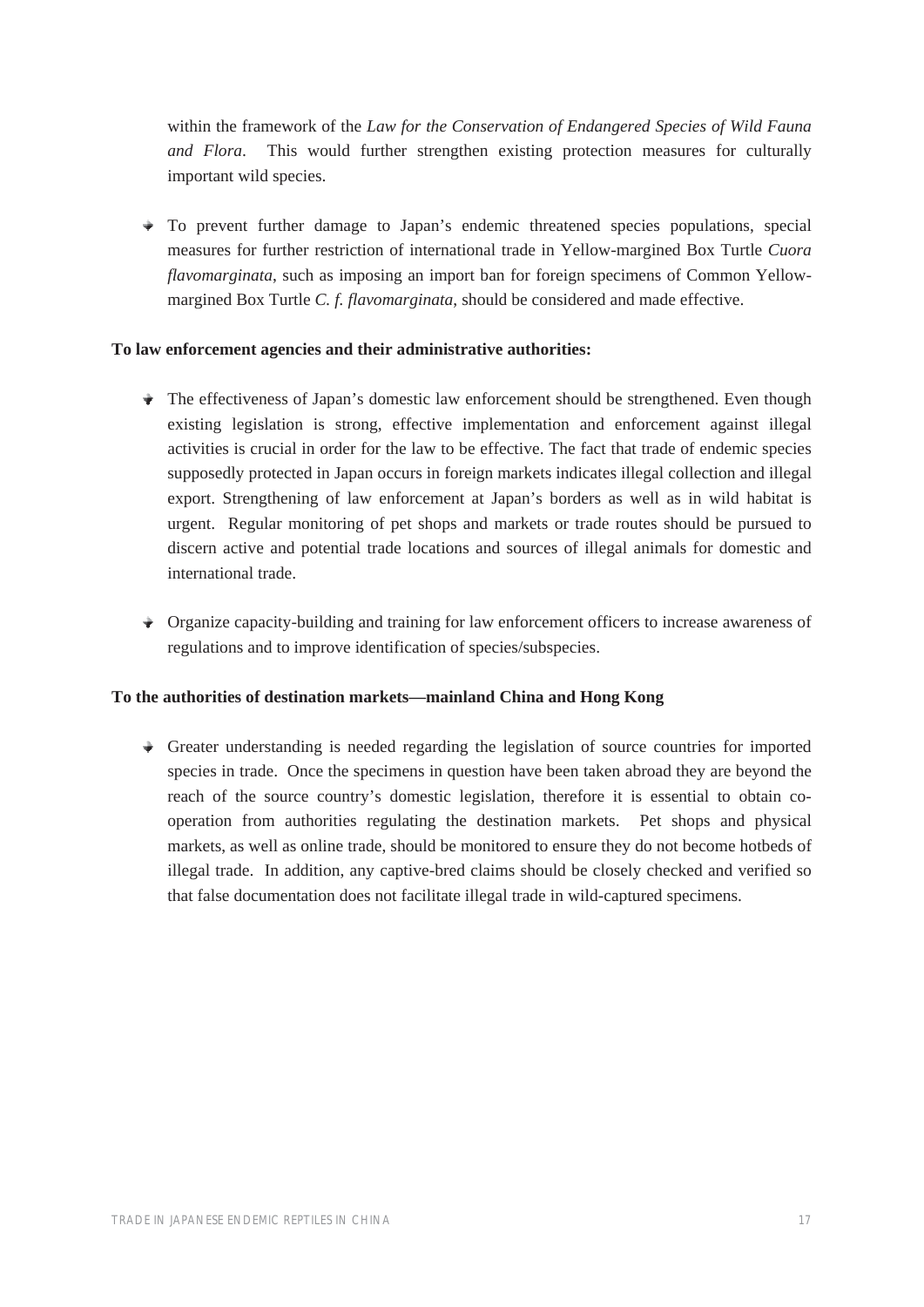within the framework of the *Law for the Conservation of Endangered Species of Wild Fauna and Flora*. This would further strengthen existing protection measures for culturally important wild species.

- To prevent further damage to Japan's endemic threatened species populations, special measures for further restriction of international trade in Yellow-margined Box Turtle *Cuora flavomarginata*, such as imposing an import ban for foreign specimens of Common Yellow-margined Box Turtle *C. f. flavomarginata*, should be considered and made effective.

**To law enforcement agencies and their administrative authorities:**

- The effectiveness of Japan's domestic law enforcement should be strengthened. Even though existing legislation is strong, effective implementation and enforcement against illegal activities is crucial in order for the law to be effective. The fact that trade of endemic species supposedly protected in Japan occurs in foreign markets indicates illegal collection and illegal export. Strengthening of law enforcement at Japan's borders as well as in wild habitat is urgent. Regular monitoring of pet shops and markets or trade routes should be pursued to discern active and potential trade locations and sources of illegal animals for domestic and international trade.

- Organize capacity-building and training for law enforcement officers to increase awareness of regulations and to improve identification of species/subspecies.

**To the authorities of destination markets—mainland China and Hong Kong**

- Greater understanding is needed regarding the legislation of source countries for imported species in trade. Once the specimens in question have been taken abroad they are beyond the reach of the source country's domestic legislation, therefore it is essential to obtain co-operation from authorities regulating the destination markets. Pet shops and physical markets, as well as online trade, should be monitored to ensure they do not become hotbeds of illegal trade. In addition, any captive-bred claims should be closely checked and verified so that false documentation does not facilitate illegal trade in wild-captured specimens.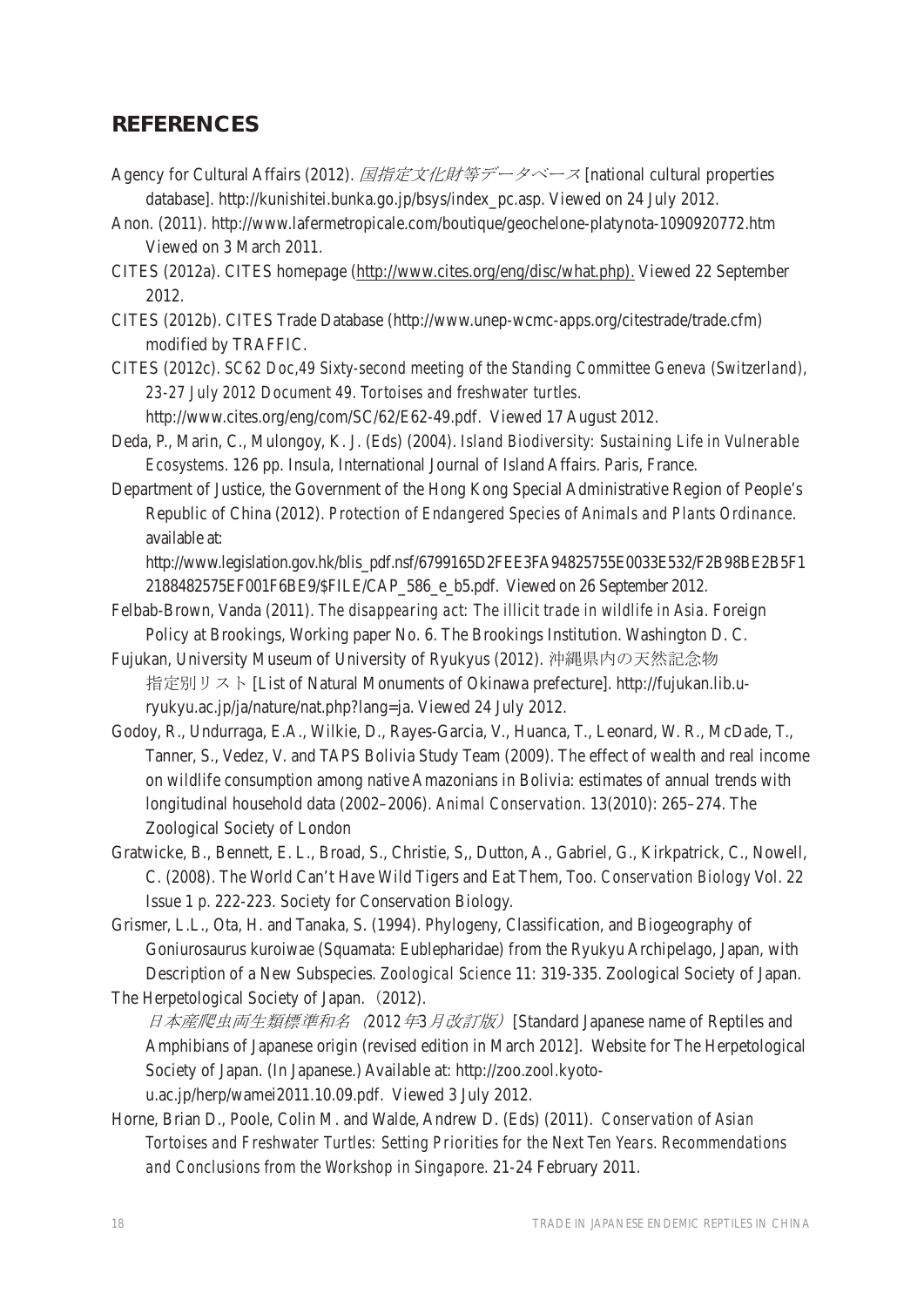## REFERENCES

Agency for Cultural Affairs (2012). *国指定文化財等データベース* [national cultural properties database]. http://kunishitei.bunka.go.jp/bsys/index_pc.asp. Viewed on 24 July 2012.

Anon. (2011). http://www.lafermetropicale.com/boutique/geochelone-platynota-1090920772.htm Viewed on 3 March 2011.

CITES (2012a). CITES homepage (http://www.cites.org/eng/disc/what.php). Viewed 22 September 2012.

CITES (2012b). CITES Trade Database (http://www.unep-wcmc-apps.org/citestrade/trade.cfm) modified by TRAFFIC.

CITES (2012c). *SC62 Doc,49 Sixty-second meeting of the Standing Committee Geneva (Switzerland), 23-27 July 2012 Document 49. Tortoises and freshwater turtles.* http://www.cites.org/eng/com/SC/62/E62-49.pdf. Viewed 17 August 2012.

Deda, P., Marin, C., Mulongoy, K. J. (Eds) (2004). *Island Biodiversity: Sustaining Life in Vulnerable Ecosystems*. 126 pp. Insula, International Journal of Island Affairs. Paris, France.

Department of Justice, the Government of the Hong Kong Special Administrative Region of People's Republic of China (2012). *Protection of Endangered Species of Animals and Plants Ordinance*. available at: http://www.legislation.gov.hk/blis_pdf.nsf/6799165D2FEE3FA94825755E0033E532/F2B98BE2B5F12188482575EF001F6BE9/$FILE/CAP_586_e_b5.pdf. Viewed on 26 September 2012.

Felbab-Brown, Vanda (2011). *The disappearing act: The illicit trade in wildlife in Asia*. Foreign Policy at Brookings, Working paper No. 6. The Brookings Institution. Washington D. C.

Fujukan, University Museum of University of Ryukyus (2012). 沖縄県内の天然記念物指定別リスト [List of Natural Monuments of Okinawa prefecture]. http://fujukan.lib.u-ryukyu.ac.jp/ja/nature/nat.php?lang=ja. Viewed 24 July 2012.

Godoy, R., Undurraga, E.A., Wilkie, D., Rayes-Garcia, V., Huanca, T., Leonard, W. R., McDade, T., Tanner, S., Vedez, V. and TAPS Bolivia Study Team (2009). The effect of wealth and real income on wildlife consumption among native Amazonians in Bolivia: estimates of annual trends with longitudinal household data (2002–2006). *Animal Conservation*. 13(2010): 265–274. The Zoological Society of London

Gratwicke, B., Bennett, E. L., Broad, S., Christie, S,, Dutton, A., Gabriel, G., Kirkpatrick, C., Nowell, C. (2008). The World Can't Have Wild Tigers and Eat Them, Too. *Conservation Biology* Vol. 22 Issue 1 p. 222-223. Society for Conservation Biology.

Grismer, L.L., Ota, H. and Tanaka, S. (1994). Phylogeny, Classification, and Biogeography of Goniurosaurus kuroiwae (Squamata: Eublepharidae) from the Ryukyu Archipelago, Japan, with Description of a New Subspecies. *Zoological Science* 11: 319-335. Zoological Society of Japan.

The Herpetological Society of Japan.（2012). *日本産爬虫両生類標準和名（*2012年3*月改訂版）* [Standard Japanese name of Reptiles and Amphibians of Japanese origin (revised edition in March 2012]. Website for The Herpetological Society of Japan. (In Japanese.) Available at: http://zoo.zool.kyoto-u.ac.jp/herp/wamei2011.10.09.pdf. Viewed 3 July 2012.

Horne, Brian D., Poole, Colin M. and Walde, Andrew D. (Eds) (2011). *Conservation of Asian Tortoises and Freshwater Turtles: Setting Priorities for the Next Ten Years. Recommendations and Conclusions from the Workshop in Singapore*. 21-24 February 2011.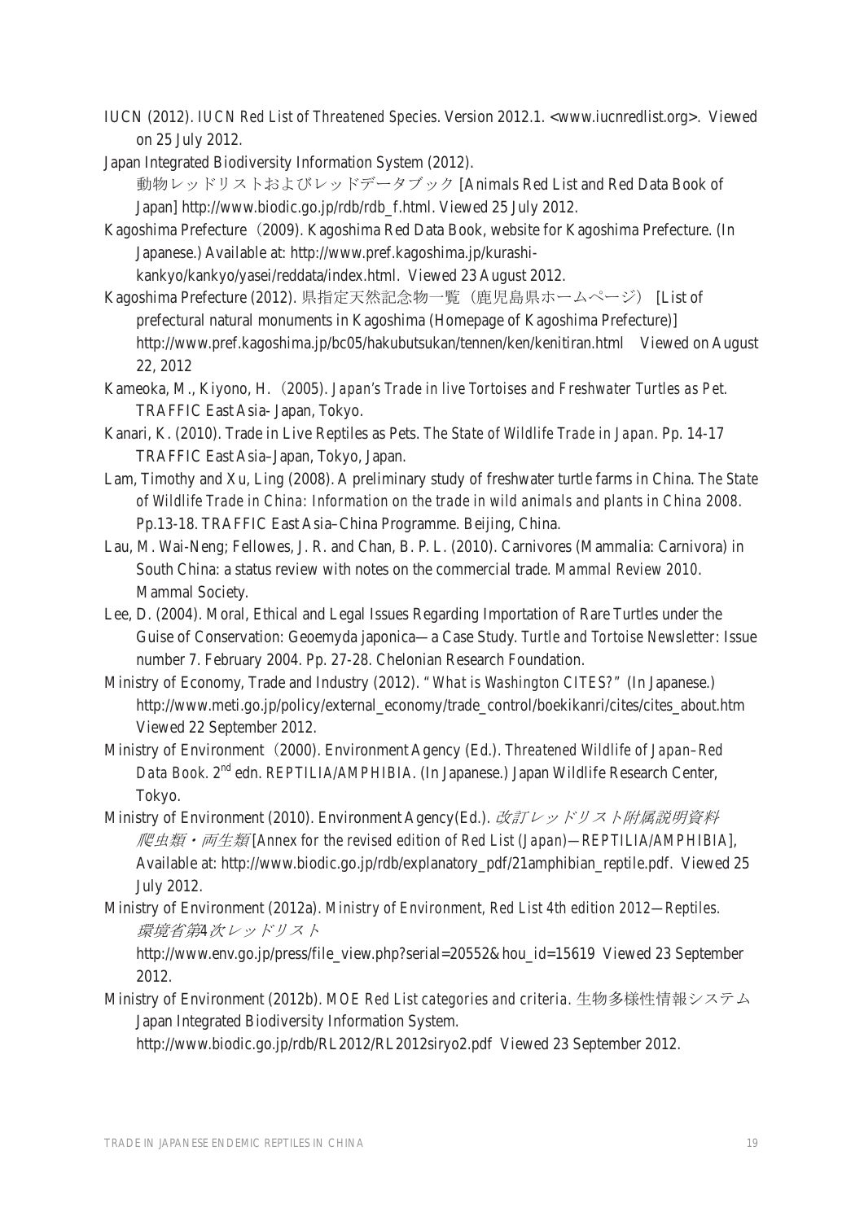IUCN (2012). *IUCN Red List of Threatened Species*. Version 2012.1. <www.iucnredlist.org>. Viewed on 25 July 2012.

Japan Integrated Biodiversity Information System (2012). 動物レッドリストおよびレッドデータブック [Animals Red List and Red Data Book of Japan] http://www.biodic.go.jp/rdb/rdb_f.html. Viewed 25 July 2012.

Kagoshima Prefecture（2009). Kagoshima Red Data Book, website for Kagoshima Prefecture. (In Japanese.) Available at: http://www.pref.kagoshima.jp/kurashi-kankyo/kankyo/yasei/reddata/index.html. Viewed 23 August 2012.

Kagoshima Prefecture (2012). 県指定天然記念物一覧（鹿児島県ホームページ） [List of prefectural natural monuments in Kagoshima (Homepage of Kagoshima Prefecture)] http://www.pref.kagoshima.jp/bc05/hakubutsukan/tennen/ken/kenitiran.html Viewed on August 22, 2012

Kameoka, M., Kiyono, H.（2005). *Japan's Trade in live Tortoises and Freshwater Turtles as Pet.* TRAFFIC East Asia- Japan, Tokyo.

Kanari, K. (2010). Trade in Live Reptiles as Pets. *The State of Wildlife Trade in Japan*. Pp. 14-17 TRAFFIC East Asia–Japan, Tokyo, Japan.

Lam, Timothy and Xu, Ling (2008). A preliminary study of freshwater turtle farms in China. *The State of Wildlife Trade in China: Information on the trade in wild animals and plants in China 2008*. Pp.13-18. TRAFFIC East Asia–China Programme. Beijing, China.

Lau, M. Wai-Neng; Fellowes, J. R. and Chan, B. P. L. (2010). Carnivores (Mammalia: Carnivora) in South China: a status review with notes on the commercial trade. *Mammal Review 2010*. Mammal Society.

Lee, D. (2004). Moral, Ethical and Legal Issues Regarding Importation of Rare Turtles under the Guise of Conservation: Geoemyda japonica—a Case Study. *Turtle and Tortoise Newsletter*: Issue number 7. February 2004. Pp. 27-28. Chelonian Research Foundation.

Ministry of Economy, Trade and Industry (2012). *"What is Washington CITES?"* (In Japanese.) http://www.meti.go.jp/policy/external_economy/trade_control/boekikanri/cites/cites_about.htm Viewed 22 September 2012.

Ministry of Environment（2000). Environment Agency (Ed.). *Threatened Wildlife of Japan–Red Data Book*. 2nd edn. *REPTILIA/AMPHIBIA*. (In Japanese.) Japan Wildlife Research Center, Tokyo.

Ministry of Environment (2010). Environment Agency(Ed.). *改訂レッドリスト附属説明資料 爬虫類・両生類* [*Annex for the revised edition of Red List (Japan)—REPTILIA/AMPHIBIA*], Available at: http://www.biodic.go.jp/rdb/explanatory_pdf/21amphibian_reptile.pdf. Viewed 25 July 2012.

Ministry of Environment (2012a). *Ministry of Environment, Red List 4th edition 2012—Reptiles. 環境省第4次レッドリスト* http://www.env.go.jp/press/file_view.php?serial=20552&hou_id=15619 Viewed 23 September 2012.

Ministry of Environment (2012b). *MOE Red List categories and* criteria. 生物多様性情報システム Japan Integrated Biodiversity Information System. http://www.biodic.go.jp/rdb/RL2012/RL2012siryo2.pdf Viewed 23 September 2012.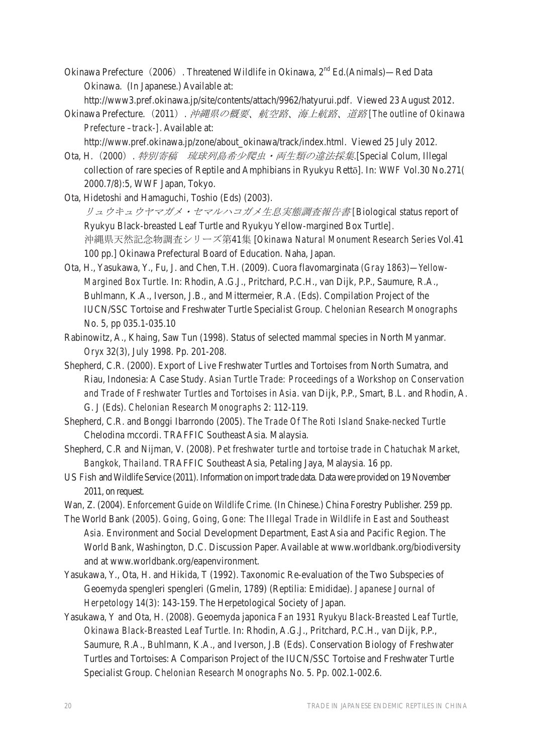Okinawa Prefecture（2006）. Threatened Wildlife in Okinawa, 2nd Ed.(Animals)—Red Data Okinawa. (In Japanese.) Available at: http://www3.pref.okinawa.jp/site/contents/attach/9962/hatyurui.pdf. Viewed 23 August 2012.

Okinawa Prefecture.（2011）. *沖縄県の概要、航空路、海上航路、道路 [The outline of Okinawa Prefecture –track-]*. Available at: http://www.pref.okinawa.jp/zone/about_okinawa/track/index.html. Viewed 25 July 2012.

Ota, H.（2000）. *特別寄稿　琉球列島希少爬虫・両生類の違法採集*.[Special Colum, Illegal collection of rare species of Reptile and Amphibians in Ryukyu Rettō]. In: *WWF* Vol.30 No.271( 2000.7/8):5, WWF Japan, Tokyo.

Ota, Hidetoshi and Hamaguchi, Toshio (Eds) (2003). *リュウキュウヤマガメ・セマルハコガメ生息実態調査報告書* [Biological status report of Ryukyu Black-breasted Leaf Turtle and Ryukyu Yellow-margined Box Turtle]. 沖縄県天然記念物調査シリーズ第41集 [*Okinawa Natural Monument Research Series* Vol.41 100 pp.] Okinawa Prefectural Board of Education. Naha, Japan.

Ota, H., Yasukawa, Y., Fu, J. and Chen, T.H. (2009). Cuora flavomarginata *(Gray 1863)—Yellow-Margined Box Turtle*. In: Rhodin, A.G.J., Pritchard, P.C.H., van Dijk, P.P., Saumure, R.A., Buhlmann, K.A., Iverson, J.B., and Mittermeier, R.A. (Eds). Compilation Project of the IUCN/SSC Tortoise and Freshwater Turtle Specialist Group. *Chelonian Research Monographs* No. 5, pp 035.1-035.10

Rabinowitz, A., Khaing, Saw Tun (1998). Status of selected mammal species in North Myanmar. *Oryx* 32(3), July 1998. Pp. 201-208.

Shepherd, C.R. (2000). Export of Live Freshwater Turtles and Tortoises from North Sumatra, and Riau, Indonesia: A Case Study. *Asian Turtle Trade: Proceedings of a Workshop on Conservation and Trade of Freshwater Turtles and Tortoises in Asia*. van Dijk, P.P., Smart, B.L. and Rhodin, A. G. J (Eds). *Chelonian Research Monographs* 2: 112-119.

Shepherd, C.R. and Bonggi Ibarrondo (2005). *The Trade Of The Roti Island Snake-necked Turtle* Chelodina mccordi. TRAFFIC Southeast Asia. Malaysia.

Shepherd, C.R and Nijman, V. (2008). *Pet freshwater turtle and tortoise trade in Chatuchak Market, Bangkok, Thailand*. TRAFFIC Southeast Asia, Petaling Jaya, Malaysia. 16 pp.

US Fish and Wildlife Service (2011). Information on import trade data. Data were provided on 19 November 2011, on request.

Wan, Z. (2004). *Enforcement Guide on Wildlife Crime*. (In Chinese.) China Forestry Publisher. 259 pp.

The World Bank (2005). *Going, Going, Gone: The Illegal Trade in Wildlife in East and Southeast Asia*. Environment and Social Development Department, East Asia and Pacific Region. The World Bank, Washington, D.C. Discussion Paper. Available at www.worldbank.org/biodiversity and at www.worldbank.org/eapenvironment.

Yasukawa, Y., Ota, H. and Hikida, T (1992). Taxonomic Re-evaluation of the Two Subspecies of Geoemyda spengleri spengleri (Gmelin, 1789) (Reptilia: Emididae). *Japanese Journal of Herpetology* 14(3): 143-159. The Herpetological Society of Japan.

Yasukawa, Y and Ota, H. (2008). Geoemyda japonica *Fan 1931 Ryukyu Black-Breasted Leaf Turtle, Okinawa Black-Breasted Leaf Turtle*. In: Rhodin, A.G.J., Pritchard, P.C.H., van Dijk, P.P., Saumure, R.A., Buhlmann, K.A., and Iverson, J.B (Eds). Conservation Biology of Freshwater Turtles and Tortoises: A Comparison Project of the IUCN/SSC Tortoise and Freshwater Turtle Specialist Group. *Chelonian Research Monographs* No. 5. Pp. 002.1-002.6.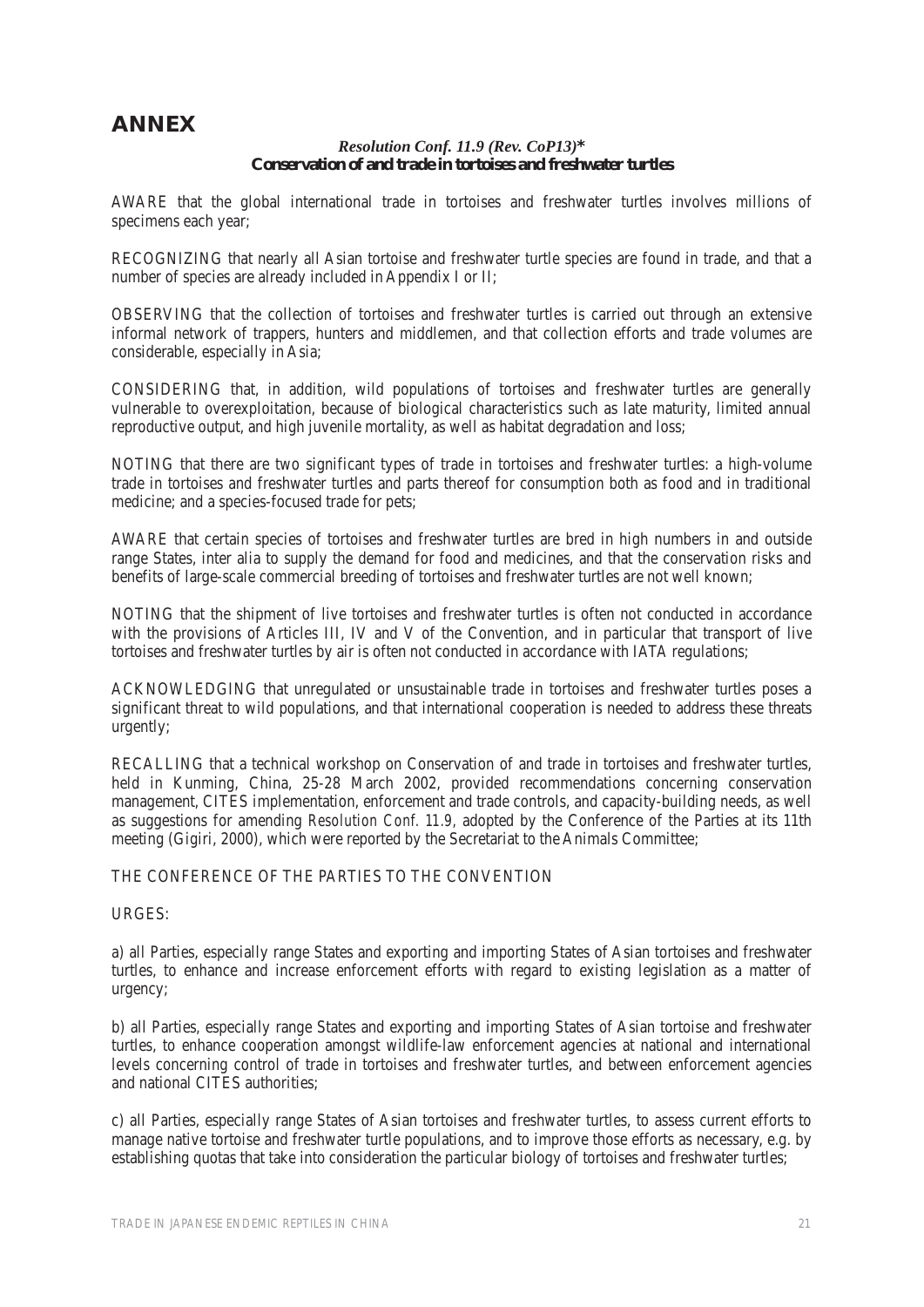# ANNEX

***Resolution Conf. 11.9 (Rev. CoP13)****
***Conservation of and trade in tortoises and freshwater turtles***

AWARE that the global international trade in tortoises and freshwater turtles involves millions of specimens each year;

RECOGNIZING that nearly all Asian tortoise and freshwater turtle species are found in trade, and that a number of species are already included in Appendix I or II;

OBSERVING that the collection of tortoises and freshwater turtles is carried out through an extensive informal network of trappers, hunters and middlemen, and that collection efforts and trade volumes are considerable, especially in Asia;

CONSIDERING that, in addition, wild populations of tortoises and freshwater turtles are generally vulnerable to overexploitation, because of biological characteristics such as late maturity, limited annual reproductive output, and high juvenile mortality, as well as habitat degradation and loss;

NOTING that there are two significant types of trade in tortoises and freshwater turtles: a high-volume trade in tortoises and freshwater turtles and parts thereof for consumption both as food and in traditional medicine; and a species-focused trade for pets;

AWARE that certain species of tortoises and freshwater turtles are bred in high numbers in and outside range States, inter alia to supply the demand for food and medicines, and that the conservation risks and benefits of large-scale commercial breeding of tortoises and freshwater turtles are not well known;

NOTING that the shipment of live tortoises and freshwater turtles is often not conducted in accordance with the provisions of Articles III, IV and V of the Convention, and in particular that transport of live tortoises and freshwater turtles by air is often not conducted in accordance with IATA regulations;

ACKNOWLEDGING that unregulated or unsustainable trade in tortoises and freshwater turtles poses a significant threat to wild populations, and that international cooperation is needed to address these threats urgently;

RECALLING that a technical workshop on Conservation of and trade in tortoises and freshwater turtles, held in Kunming, China, 25-28 March 2002, provided recommendations concerning conservation management, CITES implementation, enforcement and trade controls, and capacity-building needs, as well as suggestions for amending *Resolution Conf. 11.9*, adopted by the Conference of the Parties at its 11th meeting (Gigiri, 2000), which were reported by the Secretariat to the Animals Committee;

THE CONFERENCE OF THE PARTIES TO THE CONVENTION

URGES:

a) all Parties, especially range States and exporting and importing States of Asian tortoises and freshwater turtles, to enhance and increase enforcement efforts with regard to existing legislation as a matter of urgency;

b) all Parties, especially range States and exporting and importing States of Asian tortoise and freshwater turtles, to enhance cooperation amongst wildlife-law enforcement agencies at national and international levels concerning control of trade in tortoises and freshwater turtles, and between enforcement agencies and national CITES authorities;

c) all Parties, especially range States of Asian tortoises and freshwater turtles, to assess current efforts to manage native tortoise and freshwater turtle populations, and to improve those efforts as necessary, e.g. by establishing quotas that take into consideration the particular biology of tortoises and freshwater turtles;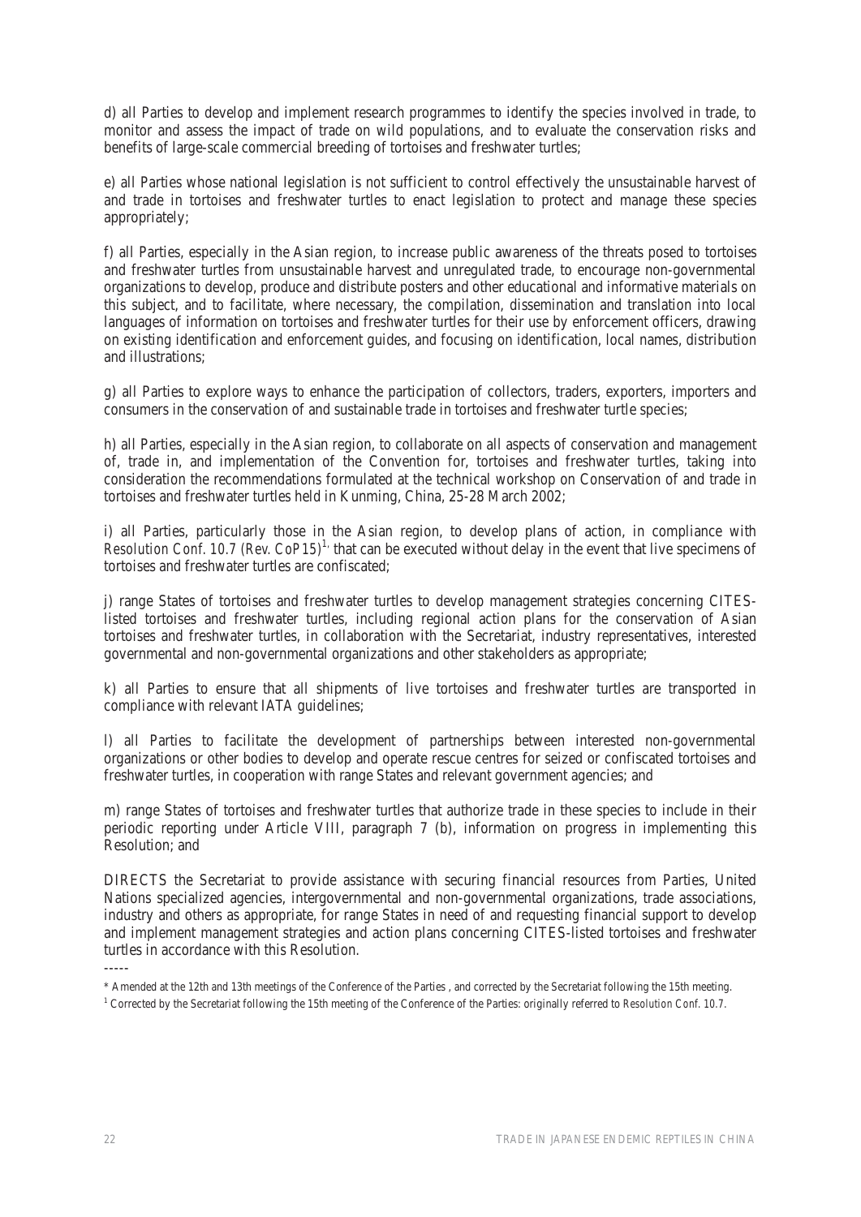d) all Parties to develop and implement research programmes to identify the species involved in trade, to monitor and assess the impact of trade on wild populations, and to evaluate the conservation risks and benefits of large-scale commercial breeding of tortoises and freshwater turtles;

e) all Parties whose national legislation is not sufficient to control effectively the unsustainable harvest of and trade in tortoises and freshwater turtles to enact legislation to protect and manage these species appropriately;

f) all Parties, especially in the Asian region, to increase public awareness of the threats posed to tortoises and freshwater turtles from unsustainable harvest and unregulated trade, to encourage non-governmental organizations to develop, produce and distribute posters and other educational and informative materials on this subject, and to facilitate, where necessary, the compilation, dissemination and translation into local languages of information on tortoises and freshwater turtles for their use by enforcement officers, drawing on existing identification and enforcement guides, and focusing on identification, local names, distribution and illustrations;

g) all Parties to explore ways to enhance the participation of collectors, traders, exporters, importers and consumers in the conservation of and sustainable trade in tortoises and freshwater turtle species;

h) all Parties, especially in the Asian region, to collaborate on all aspects of conservation and management of, trade in, and implementation of the Convention for, tortoises and freshwater turtles, taking into consideration the recommendations formulated at the technical workshop on Conservation of and trade in tortoises and freshwater turtles held in Kunming, China, 25-28 March 2002;

i) all Parties, particularly those in the Asian region, to develop plans of action, in compliance with *Resolution Conf. 10.7 (Rev. CoP15)*[1], that can be executed without delay in the event that live specimens of tortoises and freshwater turtles are confiscated;

j) range States of tortoises and freshwater turtles to develop management strategies concerning CITES-listed tortoises and freshwater turtles, including regional action plans for the conservation of Asian tortoises and freshwater turtles, in collaboration with the Secretariat, industry representatives, interested governmental and non-governmental organizations and other stakeholders as appropriate;

k) all Parties to ensure that all shipments of live tortoises and freshwater turtles are transported in compliance with relevant IATA guidelines;

l) all Parties to facilitate the development of partnerships between interested non-governmental organizations or other bodies to develop and operate rescue centres for seized or confiscated tortoises and freshwater turtles, in cooperation with range States and relevant government agencies; and

m) range States of tortoises and freshwater turtles that authorize trade in these species to include in their periodic reporting under Article VIII, paragraph 7 (b), information on progress in implementing this Resolution; and

DIRECTS the Secretariat to provide assistance with securing financial resources from Parties, United Nations specialized agencies, intergovernmental and non-governmental organizations, trade associations, industry and others as appropriate, for range States in need of and requesting financial support to develop and implement management strategies and action plans concerning CITES-listed tortoises and freshwater turtles in accordance with this Resolution.

-----

\* Amended at the 12th and 13th meetings of the Conference of the Parties , and corrected by the Secretariat following the 15th meeting.

[1] Corrected by the Secretariat following the 15th meeting of the Conference of the Parties: originally referred to *Resolution Conf. 10.7*.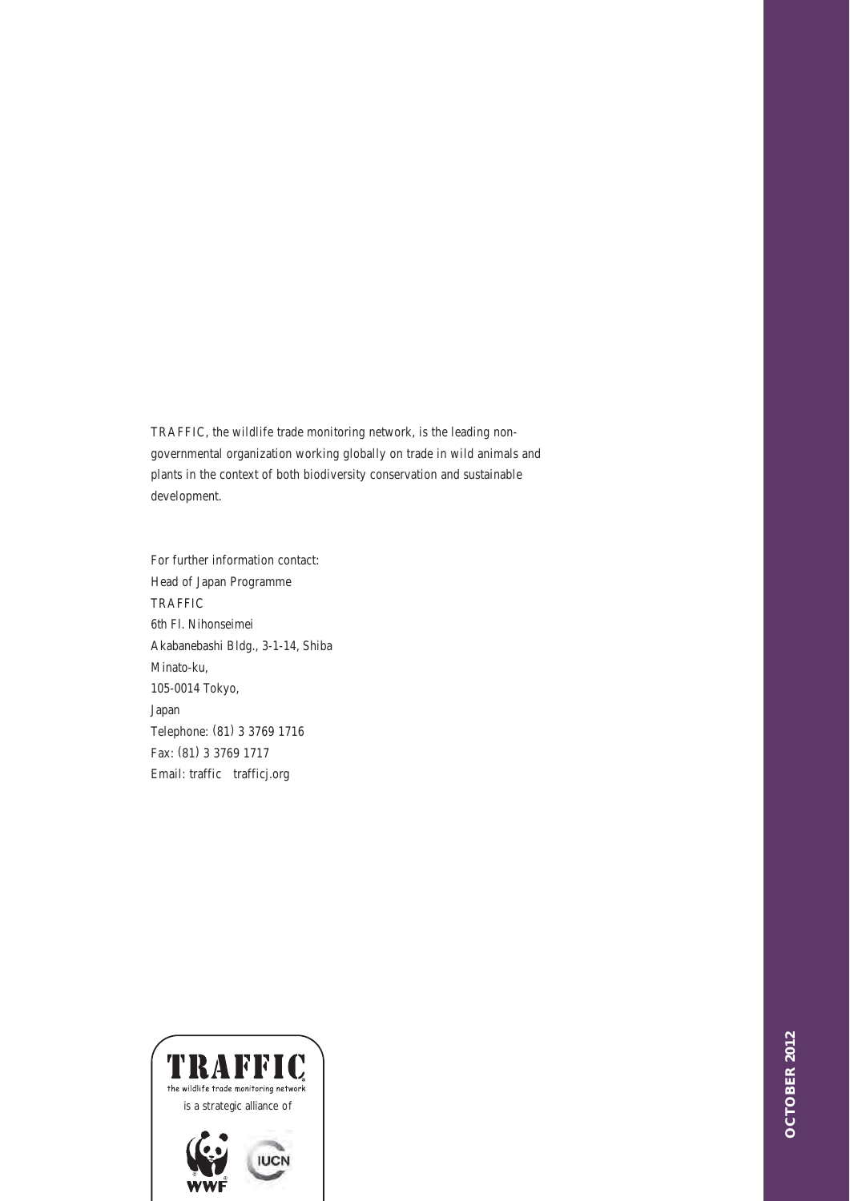TRAFFIC, the wildlife trade monitoring network, is the leading non-governmental organization working globally on trade in wild animals and plants in the context of both biodiversity conservation and sustainable development.

For further information contact:
Head of Japan Programme
TRAFFIC
6th Fl. Nihonseimei
Akabanebashi Bldg., 3-1-14, Shiba
Minato-ku,
105-0014 Tokyo,
Japan
Telephone: (81) 3 3769 1716
Fax: (81) 3 3769 1717
Email: traffic trafficj.org

TRAFFIC
the wildlife trade monitoring network
is a strategic alliance of

WWF

IUCN

OCTOBER 2012